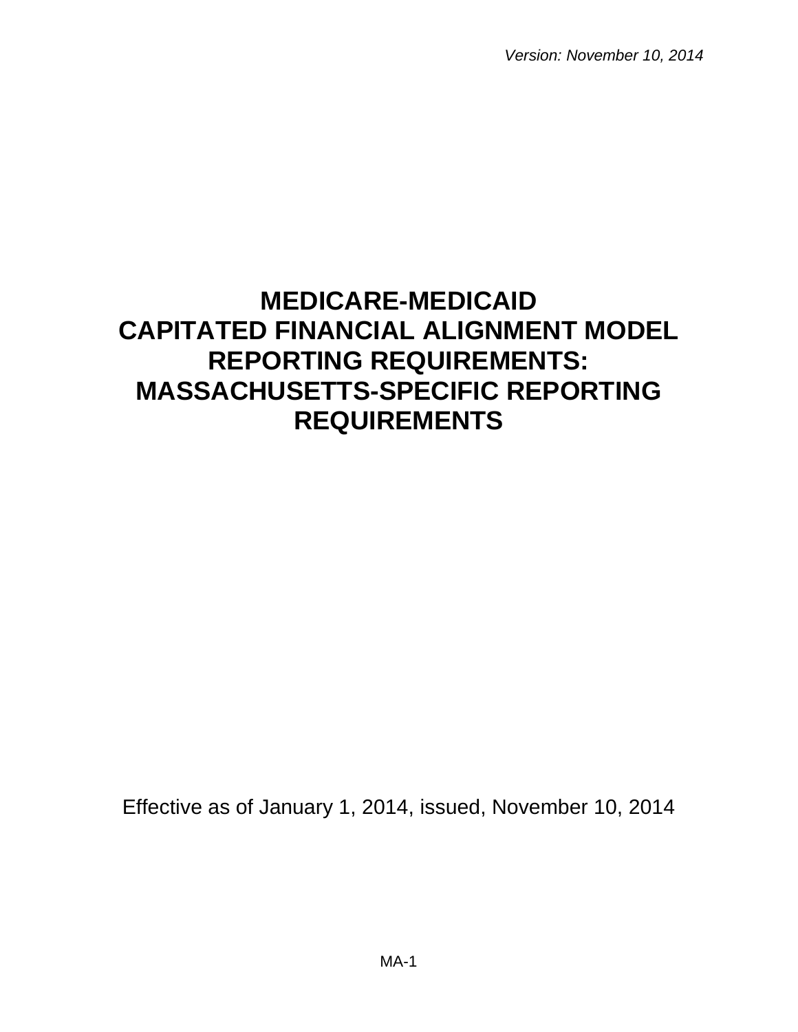*Version: November 10, 2014*

# MEDICARE-MEDICAID CAPITATED FINANCIAL ALIGNMENT MODEL REPORTING REQUIREMENTS: MASSACHUSETTS-SPECIFIC REPORTING REQUIREMENTS

Effective as of January 1, 2014, issued, November 10, 2014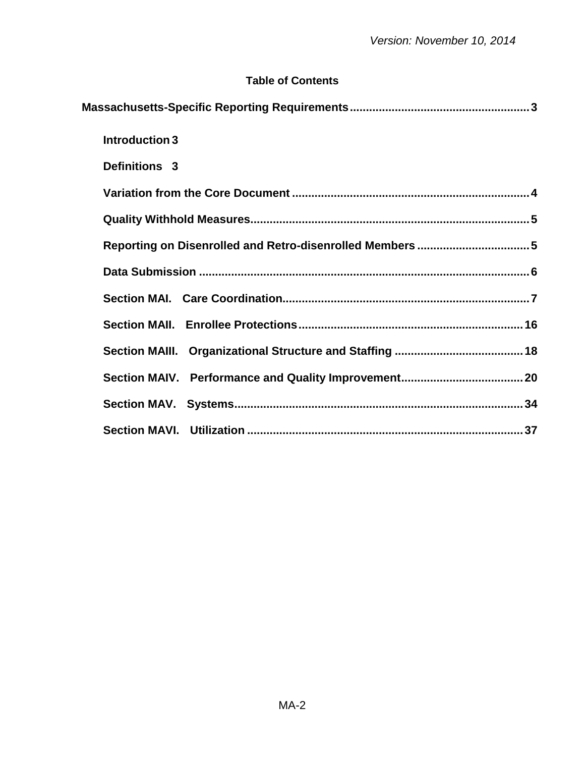Version: November 10, 2014

## Table of Contents

**Massachusetts-Specific Reporting Requirements** ....................................................... 3

- **Introduction** 3
- **Definitions** 3
- **Variation from the Core Document** ......................................................................... 4
- **Quality Withhold Measures** ..................................................................................... 5
- **Reporting on Disenrolled and Retro-disenrolled Members** .................................. 5
- **Data Submission** ...................................................................................................... 6
- **Section MAI. Care Coordination** ............................................................................ 7
- **Section MAII. Enrollee Protections** ...................................................................... 16
- **Section MAIII. Organizational Structure and Staffing** ....................................... 18
- **Section MAIV. Performance and Quality Improvement** ..................................... 20
- **Section MAV. Systems** ......................................................................................... 34
- **Section MAVI. Utilization** ..................................................................................... 37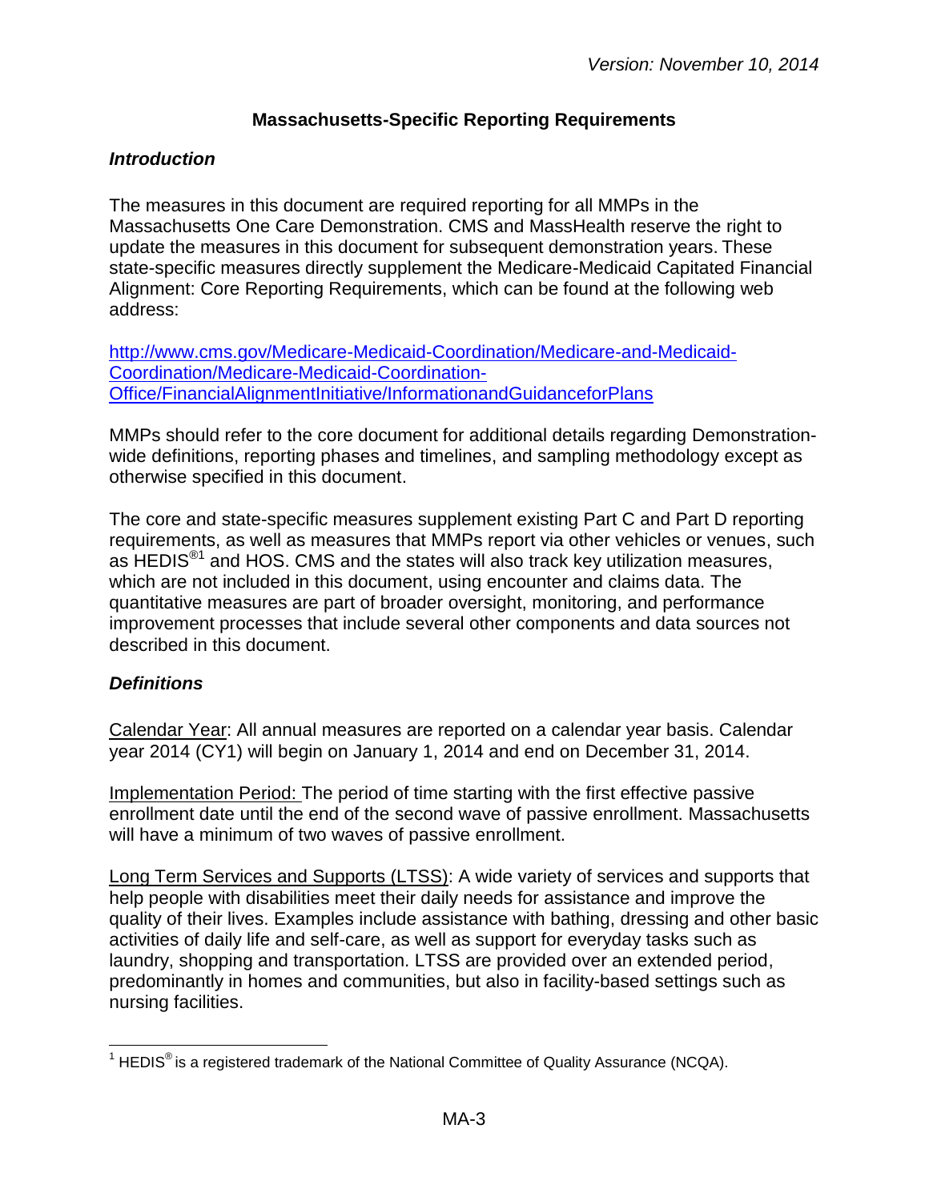## Massachusetts-Specific Reporting Requirements

### *Introduction*

The measures in this document are required reporting for all MMPs in the Massachusetts One Care Demonstration. CMS and MassHealth reserve the right to update the measures in this document for subsequent demonstration years. These state-specific measures directly supplement the Medicare-Medicaid Capitated Financial Alignment: Core Reporting Requirements, which can be found at the following web address:

[http://www.cms.gov/Medicare-Medicaid-Coordination/Medicare-and-Medicaid-Coordination/Medicare-Medicaid-Coordination-Office/FinancialAlignmentInitiative/InformationandGuidanceforPlans](http://www.cms.gov/Medicare-Medicaid-Coordination/Medicare-and-Medicaid-Coordination/Medicare-Medicaid-Coordination-Office/FinancialAlignmentInitiative/InformationandGuidanceforPlans)

MMPs should refer to the core document for additional details regarding Demonstration-wide definitions, reporting phases and timelines, and sampling methodology except as otherwise specified in this document.

The core and state-specific measures supplement existing Part C and Part D reporting requirements, as well as measures that MMPs report via other vehicles or venues, such as HEDIS®[1] and HOS. CMS and the states will also track key utilization measures, which are not included in this document, using encounter and claims data. The quantitative measures are part of broader oversight, monitoring, and performance improvement processes that include several other components and data sources not described in this document.

### *Definitions*

<u>Calendar Year</u>: All annual measures are reported on a calendar year basis. Calendar year 2014 (CY1) will begin on January 1, 2014 and end on December 31, 2014.

<u>Implementation Period:</u> The period of time starting with the first effective passive enrollment date until the end of the second wave of passive enrollment. Massachusetts will have a minimum of two waves of passive enrollment.

<u>Long Term Services and Supports (LTSS)</u>: A wide variety of services and supports that help people with disabilities meet their daily needs for assistance and improve the quality of their lives. Examples include assistance with bathing, dressing and other basic activities of daily life and self-care, as well as support for everyday tasks such as laundry, shopping and transportation. LTSS are provided over an extended period, predominantly in homes and communities, but also in facility-based settings such as nursing facilities.

---

[1] HEDIS® is a registered trademark of the National Committee of Quality Assurance (NCQA).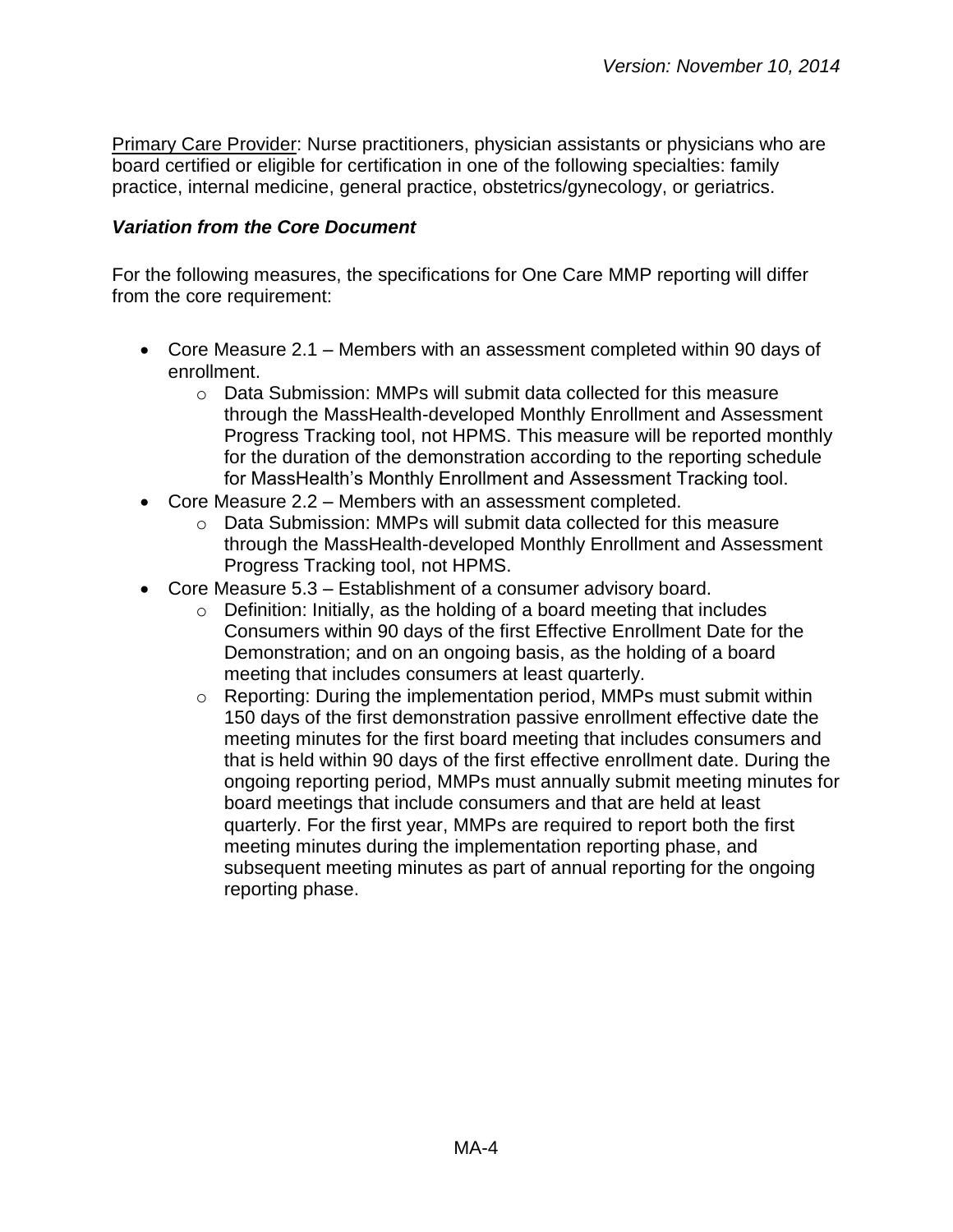Primary Care Provider: Nurse practitioners, physician assistants or physicians who are board certified or eligible for certification in one of the following specialties: family practice, internal medicine, general practice, obstetrics/gynecology, or geriatrics.

***Variation from the Core Document***

For the following measures, the specifications for One Care MMP reporting will differ from the core requirement:

- Core Measure 2.1 – Members with an assessment completed within 90 days of enrollment.
  - Data Submission: MMPs will submit data collected for this measure through the MassHealth-developed Monthly Enrollment and Assessment Progress Tracking tool, not HPMS. This measure will be reported monthly for the duration of the demonstration according to the reporting schedule for MassHealth's Monthly Enrollment and Assessment Tracking tool.
- Core Measure 2.2 – Members with an assessment completed.
  - Data Submission: MMPs will submit data collected for this measure through the MassHealth-developed Monthly Enrollment and Assessment Progress Tracking tool, not HPMS.
- Core Measure 5.3 – Establishment of a consumer advisory board.
  - Definition: Initially, as the holding of a board meeting that includes Consumers within 90 days of the first Effective Enrollment Date for the Demonstration; and on an ongoing basis, as the holding of a board meeting that includes consumers at least quarterly.
  - Reporting: During the implementation period, MMPs must submit within 150 days of the first demonstration passive enrollment effective date the meeting minutes for the first board meeting that includes consumers and that is held within 90 days of the first effective enrollment date. During the ongoing reporting period, MMPs must annually submit meeting minutes for board meetings that include consumers and that are held at least quarterly. For the first year, MMPs are required to report both the first meeting minutes during the implementation reporting phase, and subsequent meeting minutes as part of annual reporting for the ongoing reporting phase.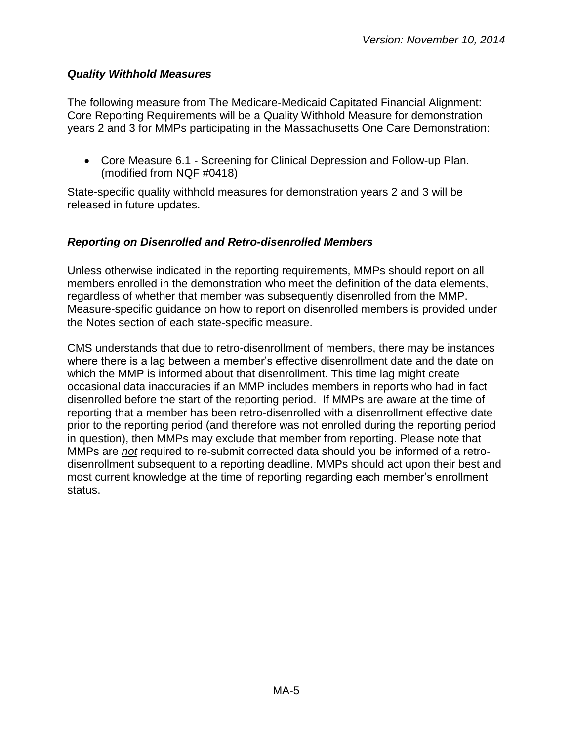### *Quality Withhold Measures*

The following measure from The Medicare-Medicaid Capitated Financial Alignment: Core Reporting Requirements will be a Quality Withhold Measure for demonstration years 2 and 3 for MMPs participating in the Massachusetts One Care Demonstration:

- Core Measure 6.1 - Screening for Clinical Depression and Follow-up Plan. (modified from NQF #0418)

State-specific quality withhold measures for demonstration years 2 and 3 will be released in future updates.

### *Reporting on Disenrolled and Retro-disenrolled Members*

Unless otherwise indicated in the reporting requirements, MMPs should report on all members enrolled in the demonstration who meet the definition of the data elements, regardless of whether that member was subsequently disenrolled from the MMP. Measure-specific guidance on how to report on disenrolled members is provided under the Notes section of each state-specific measure.

CMS understands that due to retro-disenrollment of members, there may be instances where there is a lag between a member's effective disenrollment date and the date on which the MMP is informed about that disenrollment. This time lag might create occasional data inaccuracies if an MMP includes members in reports who had in fact disenrolled before the start of the reporting period. If MMPs are aware at the time of reporting that a member has been retro-disenrolled with a disenrollment effective date prior to the reporting period (and therefore was not enrolled during the reporting period in question), then MMPs may exclude that member from reporting. Please note that MMPs are ***not*** required to re-submit corrected data should you be informed of a retro-disenrollment subsequent to a reporting deadline. MMPs should act upon their best and most current knowledge at the time of reporting regarding each member's enrollment status.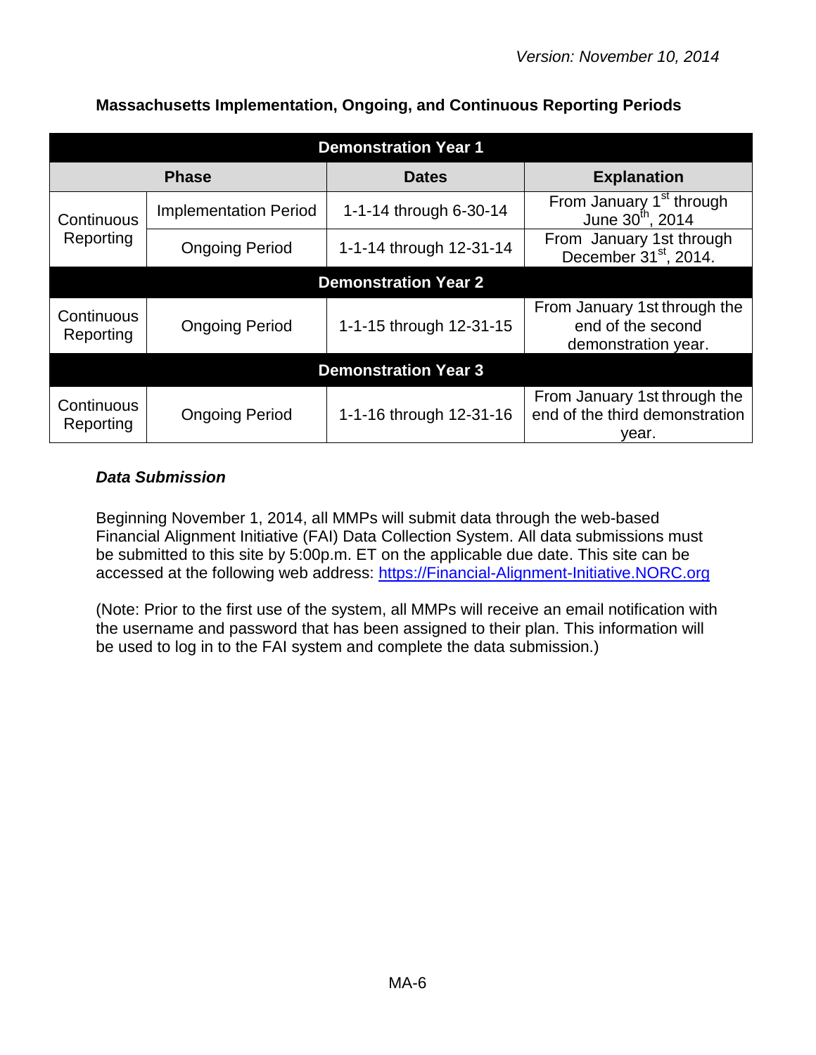*Version: November 10, 2014*

**Massachusetts Implementation, Ongoing, and Continuous Reporting Periods**

| Demonstration Year 1 | | | |
|---|---|---|---|
| **Phase** | | **Dates** | **Explanation** |
| Continuous Reporting | Implementation Period | 1-1-14 through 6-30-14 | From January 1st through June 30th, 2014 |
| | Ongoing Period | 1-1-14 through 12-31-14 | From January 1st through December 31st, 2014. |
| **Demonstration Year 2** | | | |
| Continuous Reporting | Ongoing Period | 1-1-15 through 12-31-15 | From January 1st through the end of the second demonstration year. |
| **Demonstration Year 3** | | | |
| Continuous Reporting | Ongoing Period | 1-1-16 through 12-31-16 | From January 1st through the end of the third demonstration year. |

***Data Submission***

Beginning November 1, 2014, all MMPs will submit data through the web-based Financial Alignment Initiative (FAI) Data Collection System. All data submissions must be submitted to this site by 5:00p.m. ET on the applicable due date. This site can be accessed at the following web address: https://Financial-Alignment-Initiative.NORC.org

(Note: Prior to the first use of the system, all MMPs will receive an email notification with the username and password that has been assigned to their plan. This information will be used to log in to the FAI system and complete the data submission.)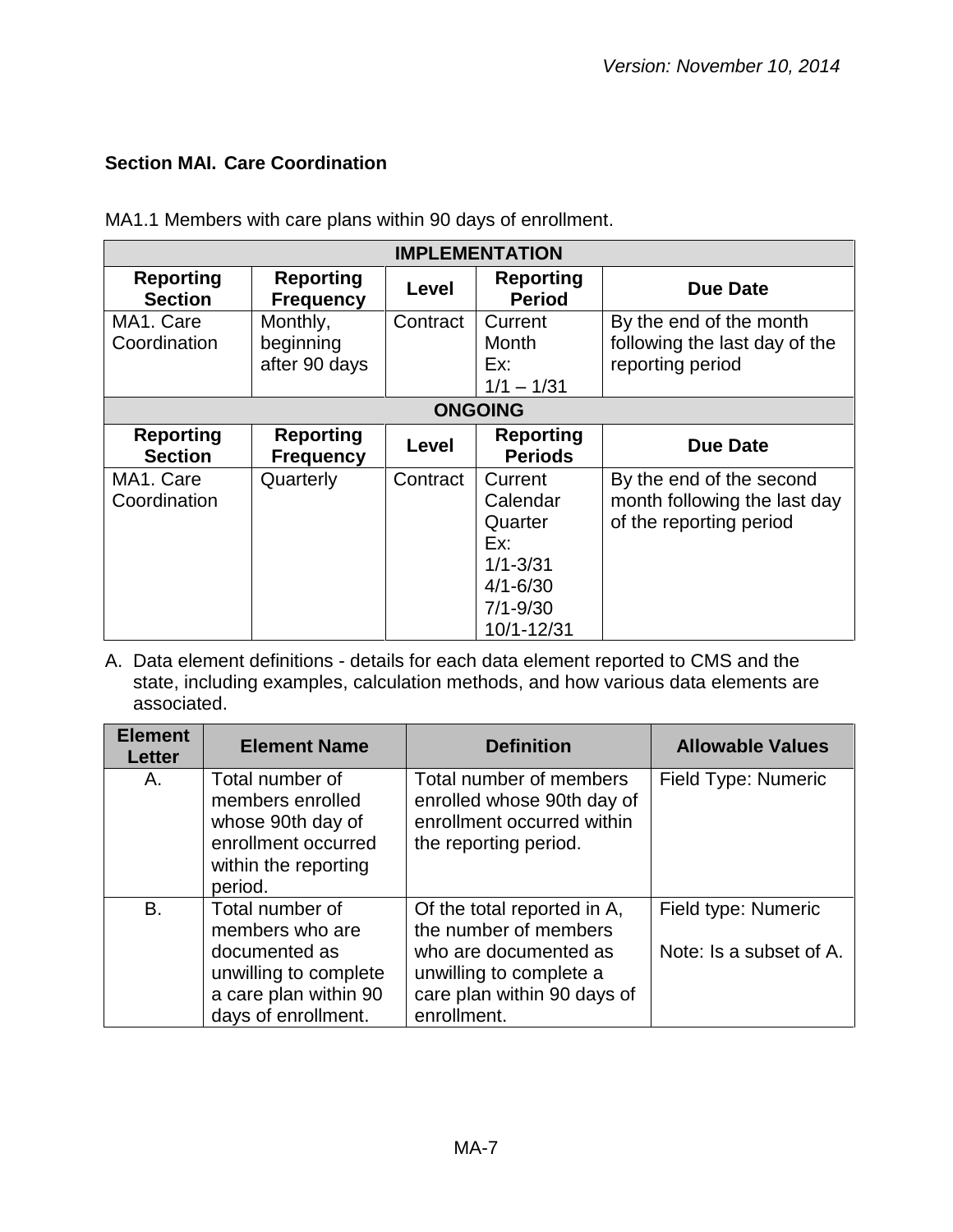## Section MAI. Care Coordination

MA1.1 Members with care plans within 90 days of enrollment.

| IMPLEMENTATION | | | | |
|---|---|---|---|---|
| **Reporting Section** | **Reporting Frequency** | **Level** | **Reporting Period** | **Due Date** |
| MA1. Care Coordination | Monthly, beginning after 90 days | Contract | Current Month Ex: 1/1 – 1/31 | By the end of the month following the last day of the reporting period |
| **ONGOING** | | | | |
| **Reporting Section** | **Reporting Frequency** | **Level** | **Reporting Periods** | **Due Date** |
| MA1. Care Coordination | Quarterly | Contract | Current Calendar Quarter Ex: 1/1-3/31 4/1-6/30 7/1-9/30 10/1-12/31 | By the end of the second month following the last day of the reporting period |

A. Data element definitions - details for each data element reported to CMS and the state, including examples, calculation methods, and how various data elements are associated.

| Element Letter | Element Name | Definition | Allowable Values |
|---|---|---|---|
| A. | Total number of members enrolled whose 90th day of enrollment occurred within the reporting period. | Total number of members enrolled whose 90th day of enrollment occurred within the reporting period. | Field Type: Numeric |
| B. | Total number of members who are documented as unwilling to complete a care plan within 90 days of enrollment. | Of the total reported in A, the number of members who are documented as unwilling to complete a care plan within 90 days of enrollment. | Field type: Numeric<br><br>Note: Is a subset of A. |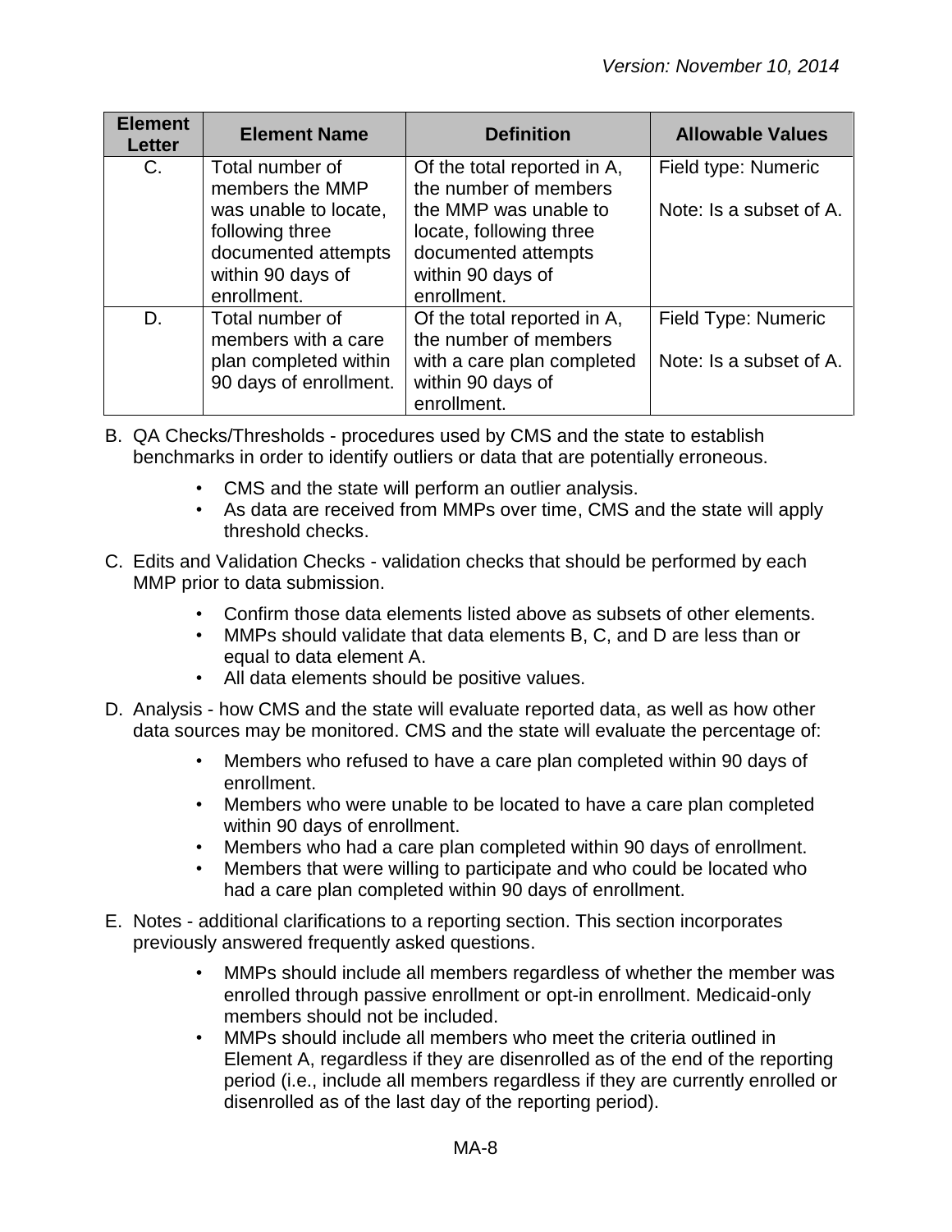| Element Letter | Element Name | Definition | Allowable Values |
|---|---|---|---|
| C. | Total number of members the MMP was unable to locate, following three documented attempts within 90 days of enrollment. | Of the total reported in A, the number of members the MMP was unable to locate, following three documented attempts within 90 days of enrollment. | Field type: Numeric<br><br>Note: Is a subset of A. |
| D. | Total number of members with a care plan completed within 90 days of enrollment. | Of the total reported in A, the number of members with a care plan completed within 90 days of enrollment. | Field Type: Numeric<br><br>Note: Is a subset of A. |

B. QA Checks/Thresholds - procedures used by CMS and the state to establish benchmarks in order to identify outliers or data that are potentially erroneous.

- CMS and the state will perform an outlier analysis.
- As data are received from MMPs over time, CMS and the state will apply threshold checks.

C. Edits and Validation Checks - validation checks that should be performed by each MMP prior to data submission.

- Confirm those data elements listed above as subsets of other elements.
- MMPs should validate that data elements B, C, and D are less than or equal to data element A.
- All data elements should be positive values.

D. Analysis - how CMS and the state will evaluate reported data, as well as how other data sources may be monitored. CMS and the state will evaluate the percentage of:

- Members who refused to have a care plan completed within 90 days of enrollment.
- Members who were unable to be located to have a care plan completed within 90 days of enrollment.
- Members who had a care plan completed within 90 days of enrollment.
- Members that were willing to participate and who could be located who had a care plan completed within 90 days of enrollment.

E. Notes - additional clarifications to a reporting section. This section incorporates previously answered frequently asked questions.

- MMPs should include all members regardless of whether the member was enrolled through passive enrollment or opt-in enrollment. Medicaid-only members should not be included.
- MMPs should include all members who meet the criteria outlined in Element A, regardless if they are disenrolled as of the end of the reporting period (i.e., include all members regardless if they are currently enrolled or disenrolled as of the last day of the reporting period).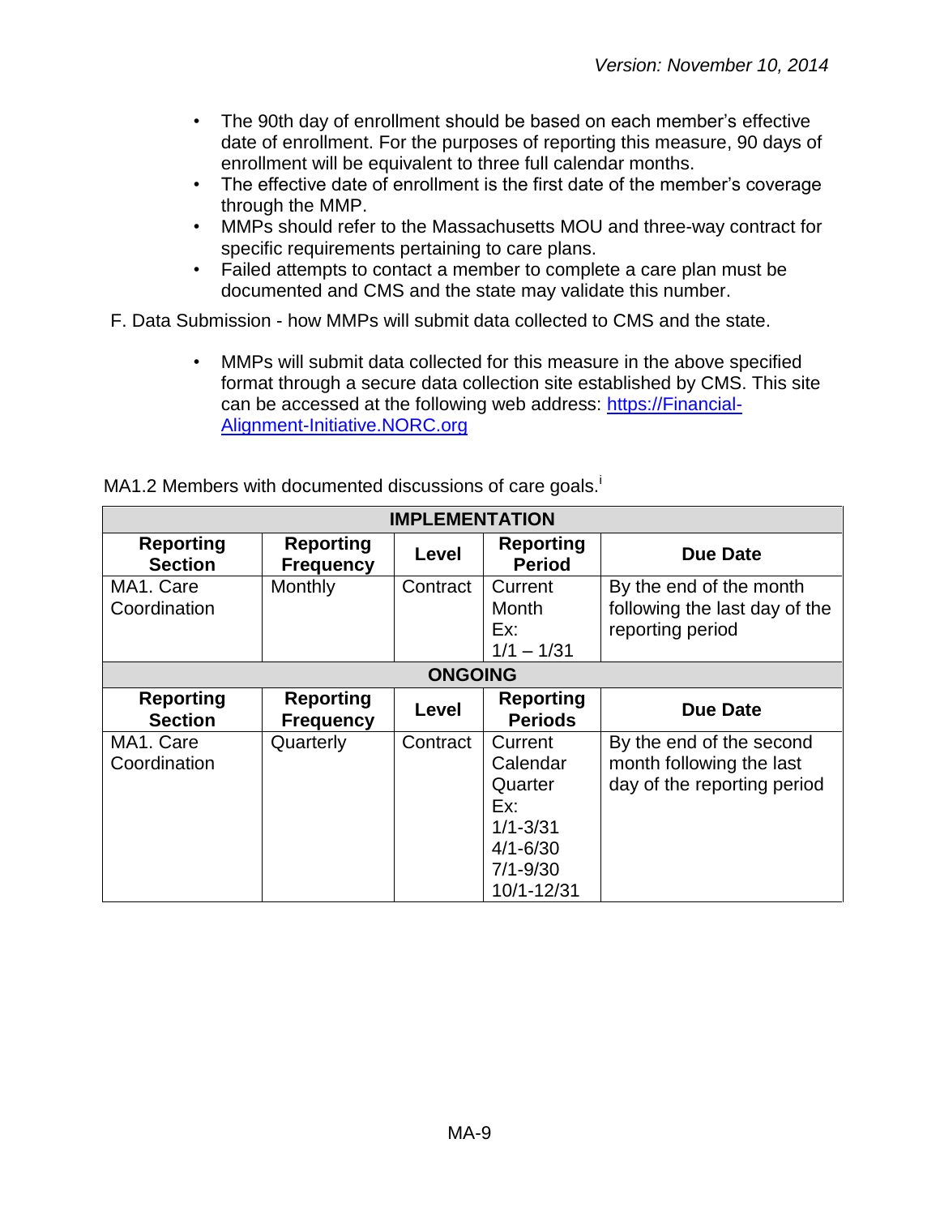- The 90th day of enrollment should be based on each member's effective date of enrollment. For the purposes of reporting this measure, 90 days of enrollment will be equivalent to three full calendar months.
- The effective date of enrollment is the first date of the member's coverage through the MMP.
- MMPs should refer to the Massachusetts MOU and three-way contract for specific requirements pertaining to care plans.
- Failed attempts to contact a member to complete a care plan must be documented and CMS and the state may validate this number.

F. Data Submission - how MMPs will submit data collected to CMS and the state.

- MMPs will submit data collected for this measure in the above specified format through a secure data collection site established by CMS. This site can be accessed at the following web address: https://Financial-Alignment-Initiative.NORC.org

MA1.2 Members with documented discussions of care goals.[i]

| IMPLEMENTATION | | | | |
|---|---|---|---|---|
| **Reporting Section** | **Reporting Frequency** | **Level** | **Reporting Period** | **Due Date** |
| MA1. Care Coordination | Monthly | Contract | Current Month Ex: 1/1 – 1/31 | By the end of the month following the last day of the reporting period |
| **ONGOING** | | | | |
| **Reporting Section** | **Reporting Frequency** | **Level** | **Reporting Periods** | **Due Date** |
| MA1. Care Coordination | Quarterly | Contract | Current Calendar Quarter Ex: 1/1-3/31 4/1-6/30 7/1-9/30 10/1-12/31 | By the end of the second month following the last day of the reporting period |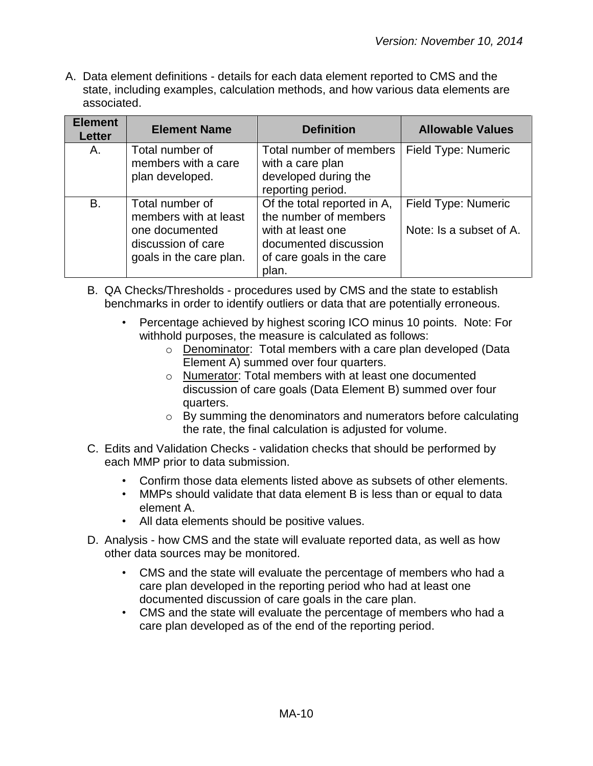A. Data element definitions - details for each data element reported to CMS and the state, including examples, calculation methods, and how various data elements are associated.

| Element Letter | Element Name | Definition | Allowable Values |
|---|---|---|---|
| A. | Total number of members with a care plan developed. | Total number of members with a care plan developed during the reporting period. | Field Type: Numeric |
| B. | Total number of members with at least one documented discussion of care goals in the care plan. | Of the total reported in A, the number of members with at least one documented discussion of care goals in the care plan. | Field Type: Numeric<br><br>Note: Is a subset of A. |

B. QA Checks/Thresholds - procedures used by CMS and the state to establish benchmarks in order to identify outliers or data that are potentially erroneous.

- Percentage achieved by highest scoring ICO minus 10 points. Note: For withhold purposes, the measure is calculated as follows:
  - Denominator: Total members with a care plan developed (Data Element A) summed over four quarters.
  - Numerator: Total members with at least one documented discussion of care goals (Data Element B) summed over four quarters.
  - By summing the denominators and numerators before calculating the rate, the final calculation is adjusted for volume.

C. Edits and Validation Checks - validation checks that should be performed by each MMP prior to data submission.

- Confirm those data elements listed above as subsets of other elements.
- MMPs should validate that data element B is less than or equal to data element A.
- All data elements should be positive values.

D. Analysis - how CMS and the state will evaluate reported data, as well as how other data sources may be monitored.

- CMS and the state will evaluate the percentage of members who had a care plan developed in the reporting period who had at least one documented discussion of care goals in the care plan.
- CMS and the state will evaluate the percentage of members who had a care plan developed as of the end of the reporting period.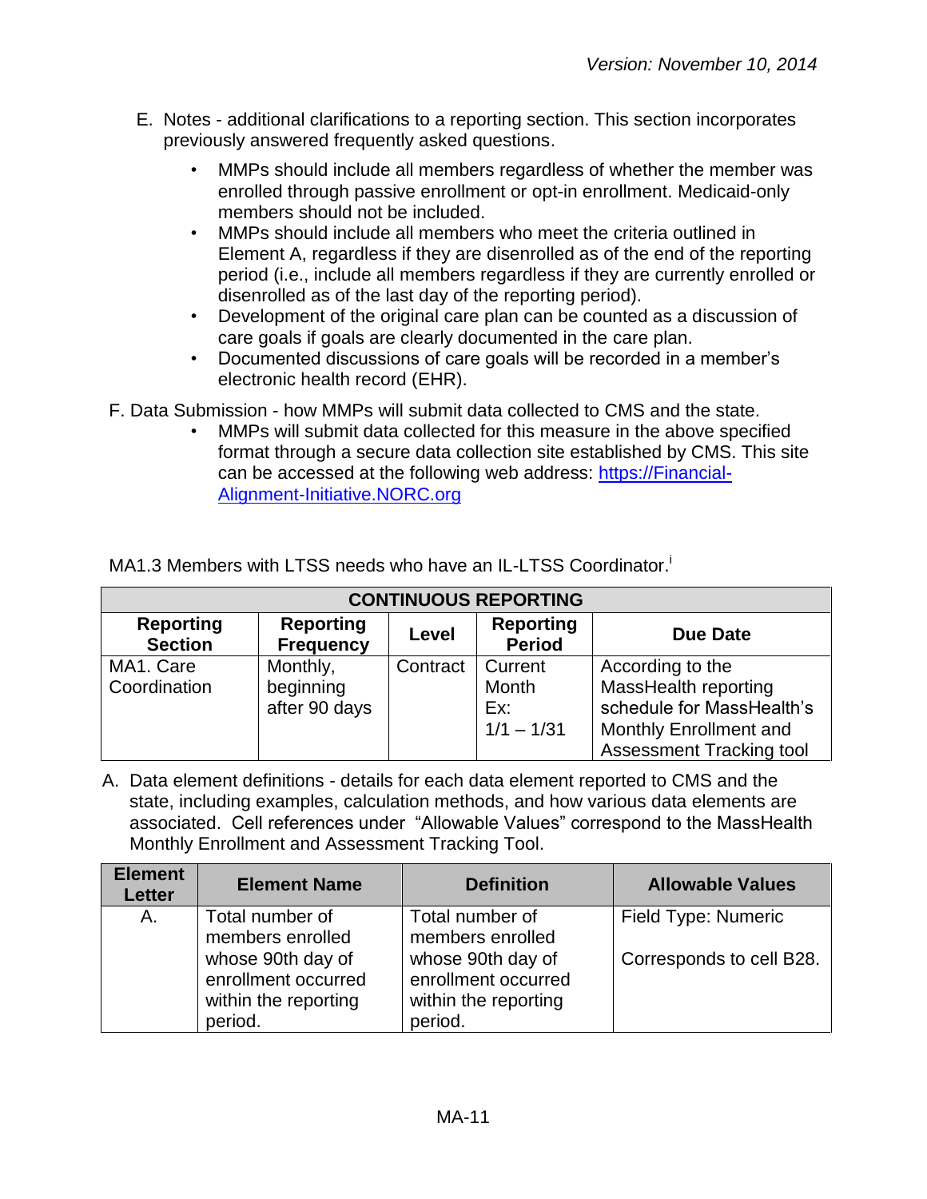E. Notes - additional clarifications to a reporting section. This section incorporates previously answered frequently asked questions.

- MMPs should include all members regardless of whether the member was enrolled through passive enrollment or opt-in enrollment. Medicaid-only members should not be included.
- MMPs should include all members who meet the criteria outlined in Element A, regardless if they are disenrolled as of the end of the reporting period (i.e., include all members regardless if they are currently enrolled or disenrolled as of the last day of the reporting period).
- Development of the original care plan can be counted as a discussion of care goals if goals are clearly documented in the care plan.
- Documented discussions of care goals will be recorded in a member's electronic health record (EHR).

F. Data Submission - how MMPs will submit data collected to CMS and the state.

- MMPs will submit data collected for this measure in the above specified format through a secure data collection site established by CMS. This site can be accessed at the following web address: [https://Financial-Alignment-Initiative.NORC.org](https://Financial-Alignment-Initiative.NORC.org)

MA1.3 Members with LTSS needs who have an IL-LTSS Coordinator.[i]

| CONTINUOUS REPORTING | | | | |
|---|---|---|---|---|
| **Reporting Section** | **Reporting Frequency** | **Level** | **Reporting Period** | **Due Date** |
| MA1. Care Coordination | Monthly, beginning after 90 days | Contract | Current Month Ex: 1/1 – 1/31 | According to the MassHealth reporting schedule for MassHealth's Monthly Enrollment and Assessment Tracking tool |

A. Data element definitions - details for each data element reported to CMS and the state, including examples, calculation methods, and how various data elements are associated. Cell references under "Allowable Values" correspond to the MassHealth Monthly Enrollment and Assessment Tracking Tool.

| Element Letter | Element Name | Definition | Allowable Values |
|---|---|---|---|
| A. | Total number of members enrolled whose 90th day of enrollment occurred within the reporting period. | Total number of members enrolled whose 90th day of enrollment occurred within the reporting period. | Field Type: Numeric<br><br>Corresponds to cell B28. |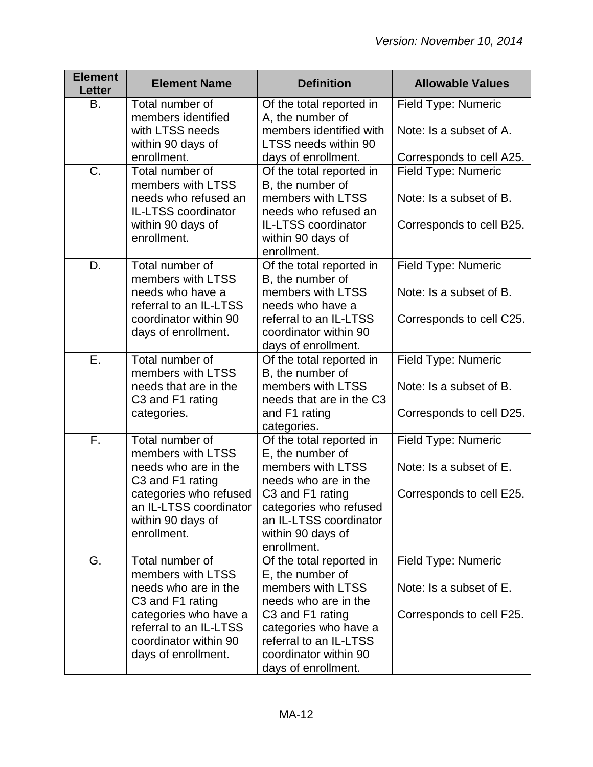| Element Letter | Element Name | Definition | Allowable Values |
|---|---|---|---|
| B. | Total number of members identified with LTSS needs within 90 days of enrollment. | Of the total reported in A, the number of members identified with LTSS needs within 90 days of enrollment. | Field Type: Numeric<br><br>Note: Is a subset of A.<br><br>Corresponds to cell A25. |
| C. | Total number of members with LTSS needs who refused an IL-LTSS coordinator within 90 days of enrollment. | Of the total reported in B, the number of members with LTSS needs who refused an IL-LTSS coordinator within 90 days of enrollment. | Field Type: Numeric<br><br>Note: Is a subset of B.<br><br>Corresponds to cell B25. |
| D. | Total number of members with LTSS needs who have a referral to an IL-LTSS coordinator within 90 days of enrollment. | Of the total reported in B, the number of members with LTSS needs who have a referral to an IL-LTSS coordinator within 90 days of enrollment. | Field Type: Numeric<br><br>Note: Is a subset of B.<br><br>Corresponds to cell C25. |
| E. | Total number of members with LTSS needs that are in the C3 and F1 rating categories. | Of the total reported in B, the number of members with LTSS needs that are in the C3 and F1 rating categories. | Field Type: Numeric<br><br>Note: Is a subset of B.<br><br>Corresponds to cell D25. |
| F. | Total number of members with LTSS needs who are in the C3 and F1 rating categories who refused an IL-LTSS coordinator within 90 days of enrollment. | Of the total reported in E, the number of members with LTSS needs who are in the C3 and F1 rating categories who refused an IL-LTSS coordinator within 90 days of enrollment. | Field Type: Numeric<br><br>Note: Is a subset of E.<br><br>Corresponds to cell E25. |
| G. | Total number of members with LTSS needs who are in the C3 and F1 rating categories who have a referral to an IL-LTSS coordinator within 90 days of enrollment. | Of the total reported in E, the number of members with LTSS needs who are in the C3 and F1 rating categories who have a referral to an IL-LTSS coordinator within 90 days of enrollment. | Field Type: Numeric<br><br>Note: Is a subset of E.<br><br>Corresponds to cell F25. |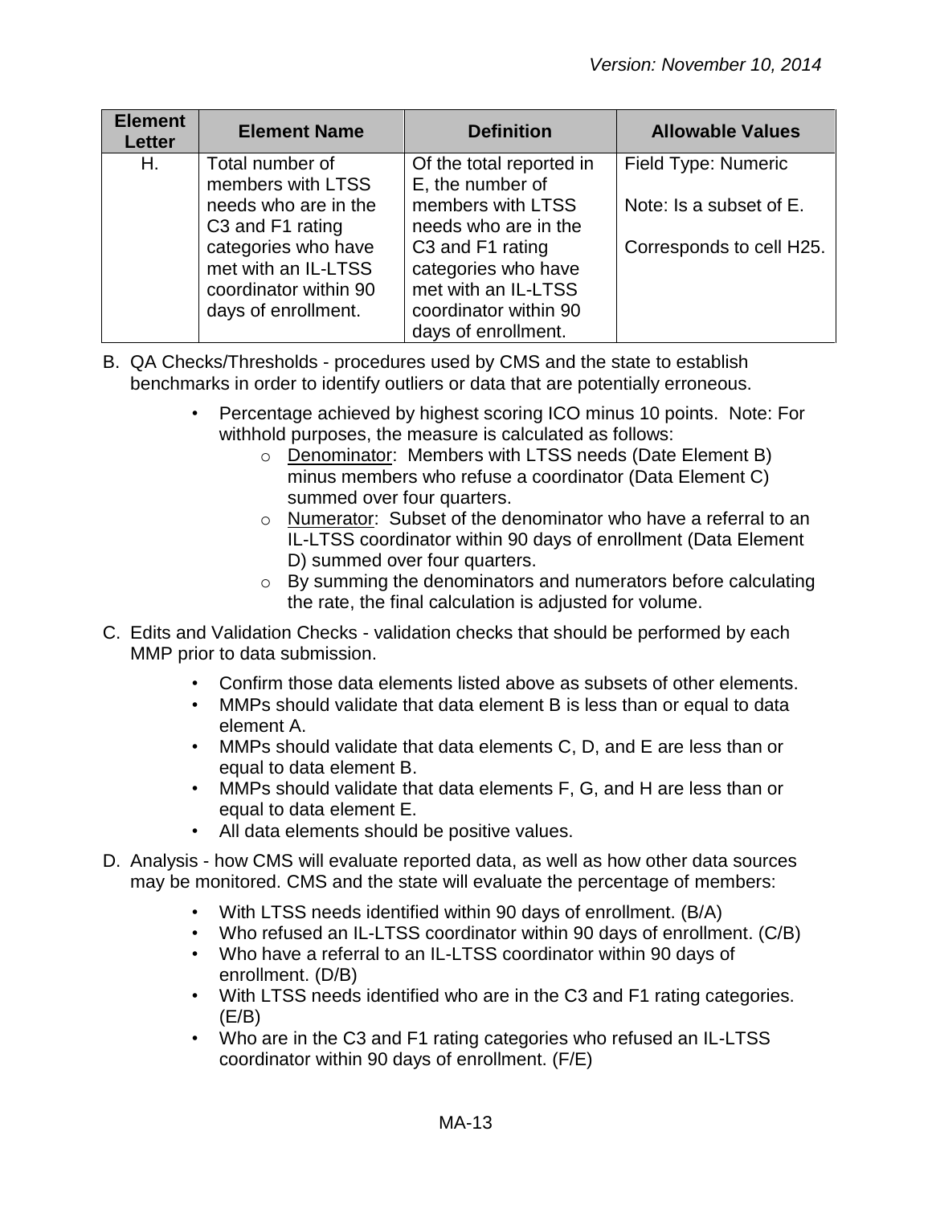| Element Letter | Element Name | Definition | Allowable Values |
|---|---|---|---|
| H. | Total number of members with LTSS needs who are in the C3 and F1 rating categories who have met with an IL-LTSS coordinator within 90 days of enrollment. | Of the total reported in E, the number of members with LTSS needs who are in the C3 and F1 rating categories who have met with an IL-LTSS coordinator within 90 days of enrollment. | Field Type: Numeric<br><br>Note: Is a subset of E.<br><br>Corresponds to cell H25. |

B. QA Checks/Thresholds - procedures used by CMS and the state to establish benchmarks in order to identify outliers or data that are potentially erroneous.

- Percentage achieved by highest scoring ICO minus 10 points. Note: For withhold purposes, the measure is calculated as follows:
  - Denominator: Members with LTSS needs (Date Element B) minus members who refuse a coordinator (Data Element C) summed over four quarters.
  - Numerator: Subset of the denominator who have a referral to an IL-LTSS coordinator within 90 days of enrollment (Data Element D) summed over four quarters.
  - By summing the denominators and numerators before calculating the rate, the final calculation is adjusted for volume.

C. Edits and Validation Checks - validation checks that should be performed by each MMP prior to data submission.

- Confirm those data elements listed above as subsets of other elements.
- MMPs should validate that data element B is less than or equal to data element A.
- MMPs should validate that data elements C, D, and E are less than or equal to data element B.
- MMPs should validate that data elements F, G, and H are less than or equal to data element E.
- All data elements should be positive values.

D. Analysis - how CMS will evaluate reported data, as well as how other data sources may be monitored. CMS and the state will evaluate the percentage of members:

- With LTSS needs identified within 90 days of enrollment. (B/A)
- Who refused an IL-LTSS coordinator within 90 days of enrollment. (C/B)
- Who have a referral to an IL-LTSS coordinator within 90 days of enrollment. (D/B)
- With LTSS needs identified who are in the C3 and F1 rating categories. (E/B)
- Who are in the C3 and F1 rating categories who refused an IL-LTSS coordinator within 90 days of enrollment. (F/E)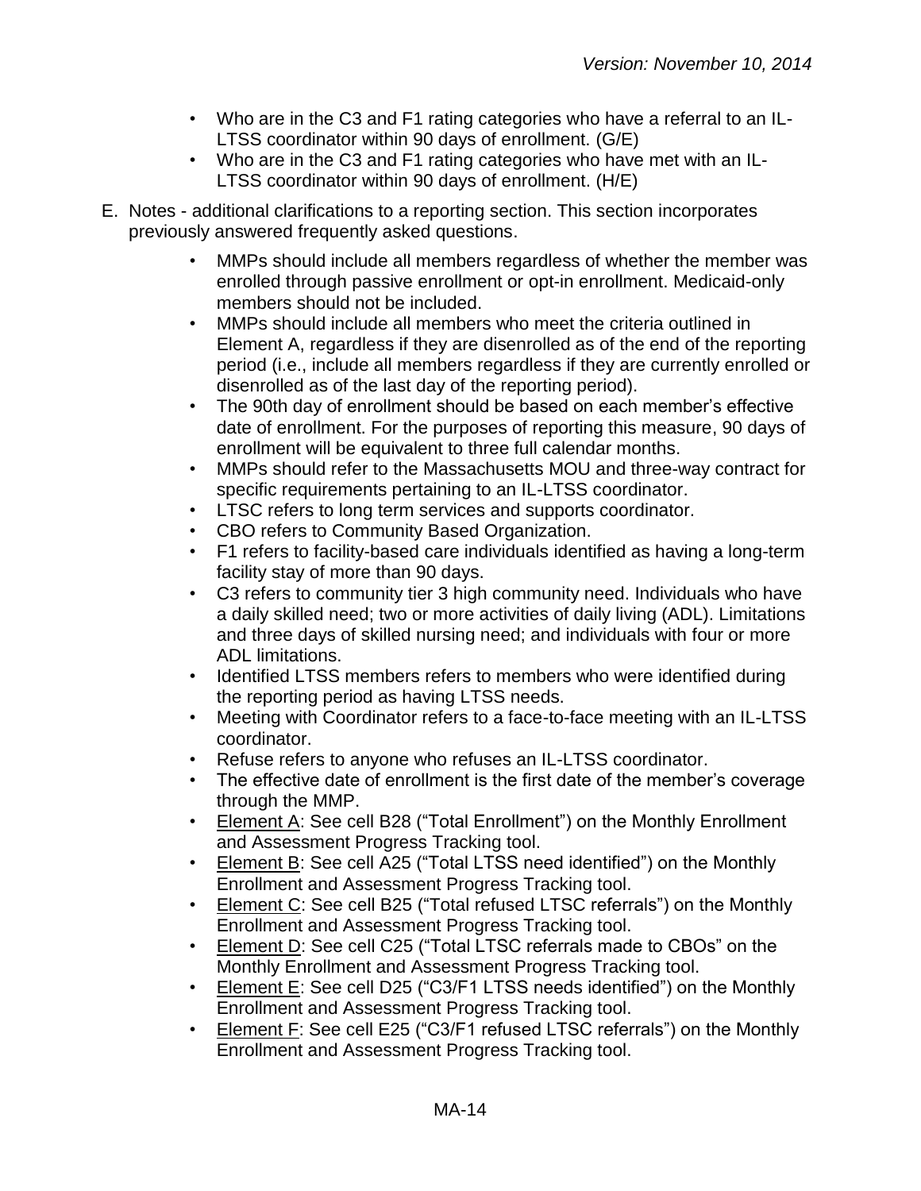- Who are in the C3 and F1 rating categories who have a referral to an IL-LTSS coordinator within 90 days of enrollment. (G/E)
- Who are in the C3 and F1 rating categories who have met with an IL-LTSS coordinator within 90 days of enrollment. (H/E)

E. Notes - additional clarifications to a reporting section. This section incorporates previously answered frequently asked questions.

- MMPs should include all members regardless of whether the member was enrolled through passive enrollment or opt-in enrollment. Medicaid-only members should not be included.
- MMPs should include all members who meet the criteria outlined in Element A, regardless if they are disenrolled as of the end of the reporting period (i.e., include all members regardless if they are currently enrolled or disenrolled as of the last day of the reporting period).
- The 90th day of enrollment should be based on each member's effective date of enrollment. For the purposes of reporting this measure, 90 days of enrollment will be equivalent to three full calendar months.
- MMPs should refer to the Massachusetts MOU and three-way contract for specific requirements pertaining to an IL-LTSS coordinator.
- LTSC refers to long term services and supports coordinator.
- CBO refers to Community Based Organization.
- F1 refers to facility-based care individuals identified as having a long-term facility stay of more than 90 days.
- C3 refers to community tier 3 high community need. Individuals who have a daily skilled need; two or more activities of daily living (ADL). Limitations and three days of skilled nursing need; and individuals with four or more ADL limitations.
- Identified LTSS members refers to members who were identified during the reporting period as having LTSS needs.
- Meeting with Coordinator refers to a face-to-face meeting with an IL-LTSS coordinator.
- Refuse refers to anyone who refuses an IL-LTSS coordinator.
- The effective date of enrollment is the first date of the member's coverage through the MMP.
- Element A: See cell B28 ("Total Enrollment") on the Monthly Enrollment and Assessment Progress Tracking tool.
- Element B: See cell A25 ("Total LTSS need identified") on the Monthly Enrollment and Assessment Progress Tracking tool.
- Element C: See cell B25 ("Total refused LTSC referrals") on the Monthly Enrollment and Assessment Progress Tracking tool.
- Element D: See cell C25 ("Total LTSC referrals made to CBOs" on the Monthly Enrollment and Assessment Progress Tracking tool.
- Element E: See cell D25 ("C3/F1 LTSS needs identified") on the Monthly Enrollment and Assessment Progress Tracking tool.
- Element F: See cell E25 ("C3/F1 refused LTSC referrals") on the Monthly Enrollment and Assessment Progress Tracking tool.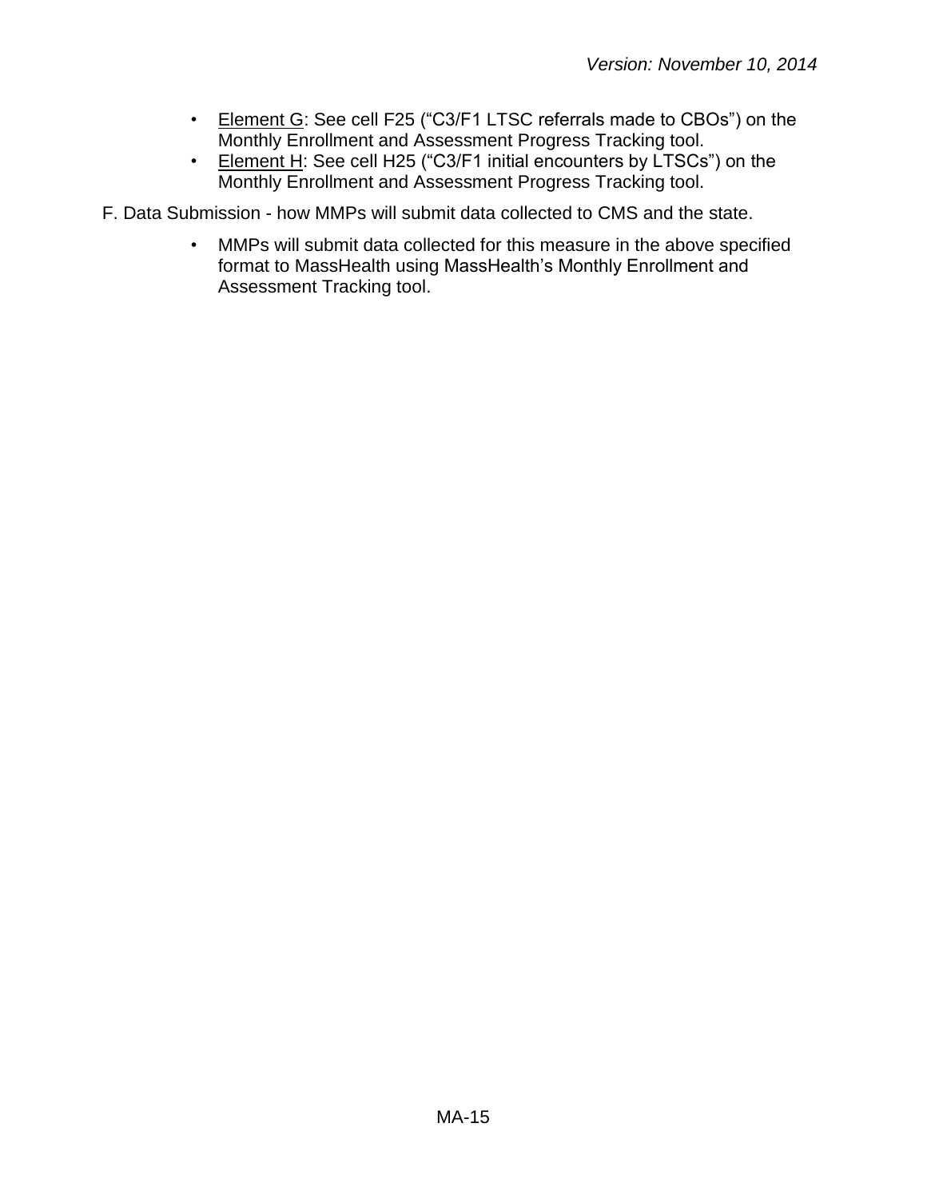- Element G: See cell F25 (“C3/F1 LTSC referrals made to CBOs”) on the Monthly Enrollment and Assessment Progress Tracking tool.
- Element H: See cell H25 (“C3/F1 initial encounters by LTSCs”) on the Monthly Enrollment and Assessment Progress Tracking tool.

F. Data Submission - how MMPs will submit data collected to CMS and the state.

- MMPs will submit data collected for this measure in the above specified format to MassHealth using MassHealth’s Monthly Enrollment and Assessment Tracking tool.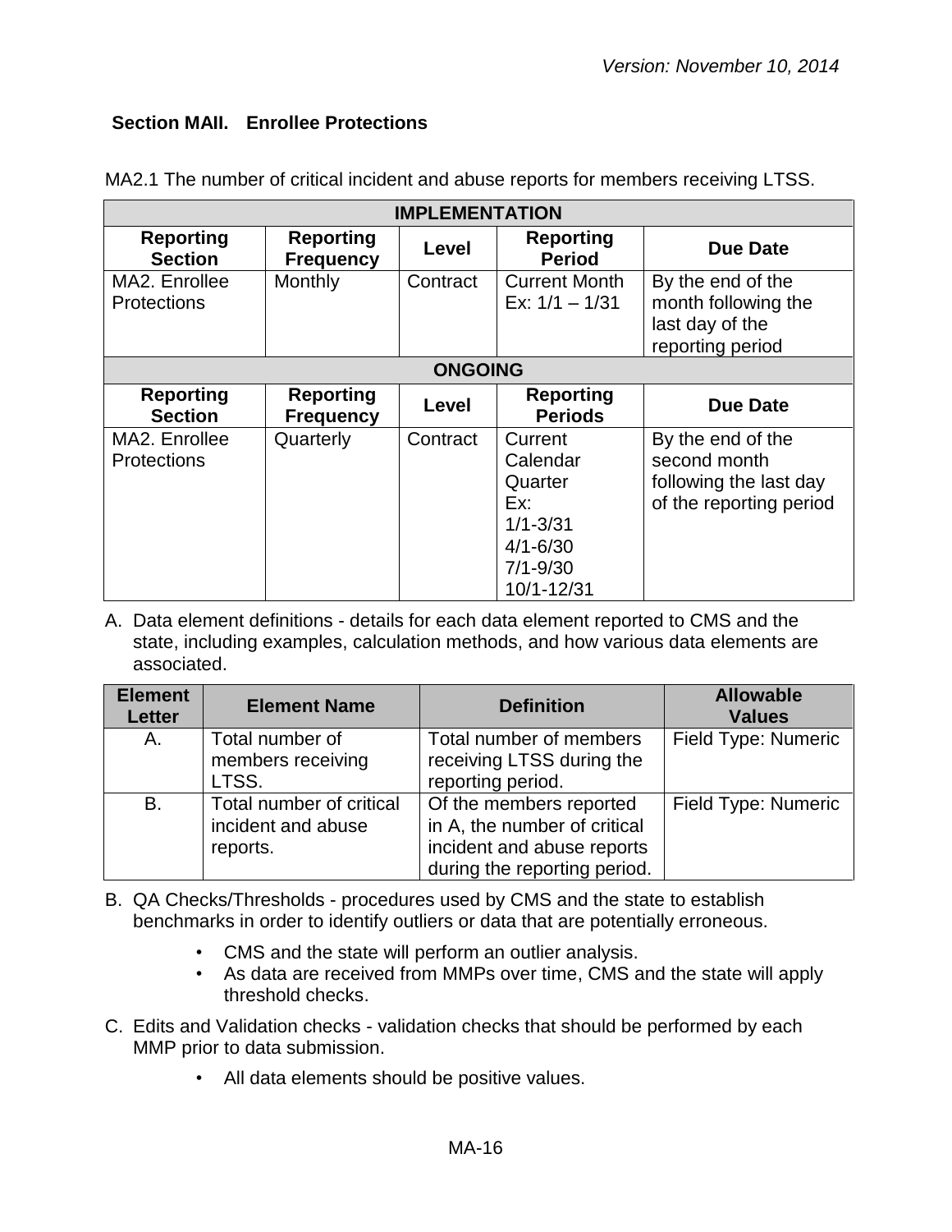## Section MAII. Enrollee Protections

MA2.1 The number of critical incident and abuse reports for members receiving LTSS.

| IMPLEMENTATION | | | | |
|---|---|---|---|---|
| **Reporting Section** | **Reporting Frequency** | **Level** | **Reporting Period** | **Due Date** |
| MA2. Enrollee Protections | Monthly | Contract | Current Month Ex: 1/1 – 1/31 | By the end of the month following the last day of the reporting period |
| **ONGOING** | | | | |
| **Reporting Section** | **Reporting Frequency** | **Level** | **Reporting Periods** | **Due Date** |
| MA2. Enrollee Protections | Quarterly | Contract | Current Calendar Quarter Ex: 1/1-3/31 4/1-6/30 7/1-9/30 10/1-12/31 | By the end of the second month following the last day of the reporting period |

A. Data element definitions - details for each data element reported to CMS and the state, including examples, calculation methods, and how various data elements are associated.

| Element Letter | Element Name | Definition | Allowable Values |
|---|---|---|---|
| A. | Total number of members receiving LTSS. | Total number of members receiving LTSS during the reporting period. | Field Type: Numeric |
| B. | Total number of critical incident and abuse reports. | Of the members reported in A, the number of critical incident and abuse reports during the reporting period. | Field Type: Numeric |

B. QA Checks/Thresholds - procedures used by CMS and the state to establish benchmarks in order to identify outliers or data that are potentially erroneous.

- CMS and the state will perform an outlier analysis.
- As data are received from MMPs over time, CMS and the state will apply threshold checks.

C. Edits and Validation checks - validation checks that should be performed by each MMP prior to data submission.

- All data elements should be positive values.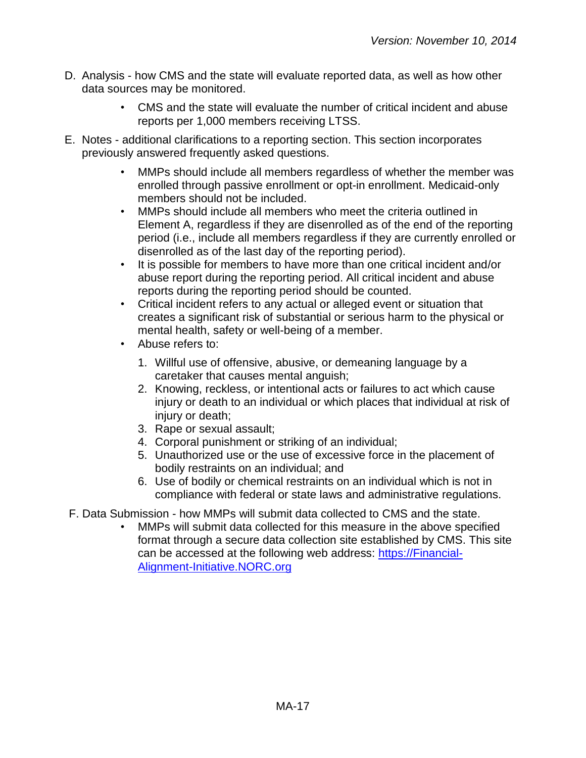D. Analysis - how CMS and the state will evaluate reported data, as well as how other data sources may be monitored.

- CMS and the state will evaluate the number of critical incident and abuse reports per 1,000 members receiving LTSS.

E. Notes - additional clarifications to a reporting section. This section incorporates previously answered frequently asked questions.

- MMPs should include all members regardless of whether the member was enrolled through passive enrollment or opt-in enrollment. Medicaid-only members should not be included.
- MMPs should include all members who meet the criteria outlined in Element A, regardless if they are disenrolled as of the end of the reporting period (i.e., include all members regardless if they are currently enrolled or disenrolled as of the last day of the reporting period).
- It is possible for members to have more than one critical incident and/or abuse report during the reporting period. All critical incident and abuse reports during the reporting period should be counted.
- Critical incident refers to any actual or alleged event or situation that creates a significant risk of substantial or serious harm to the physical or mental health, safety or well-being of a member.
- Abuse refers to:
  1. Willful use of offensive, abusive, or demeaning language by a caretaker that causes mental anguish;
  2. Knowing, reckless, or intentional acts or failures to act which cause injury or death to an individual or which places that individual at risk of injury or death;
  3. Rape or sexual assault;
  4. Corporal punishment or striking of an individual;
  5. Unauthorized use or the use of excessive force in the placement of bodily restraints on an individual; and
  6. Use of bodily or chemical restraints on an individual which is not in compliance with federal or state laws and administrative regulations.

F. Data Submission - how MMPs will submit data collected to CMS and the state.

- MMPs will submit data collected for this measure in the above specified format through a secure data collection site established by CMS. This site can be accessed at the following web address: [https://Financial-Alignment-Initiative.NORC.org](https://Financial-Alignment-Initiative.NORC.org)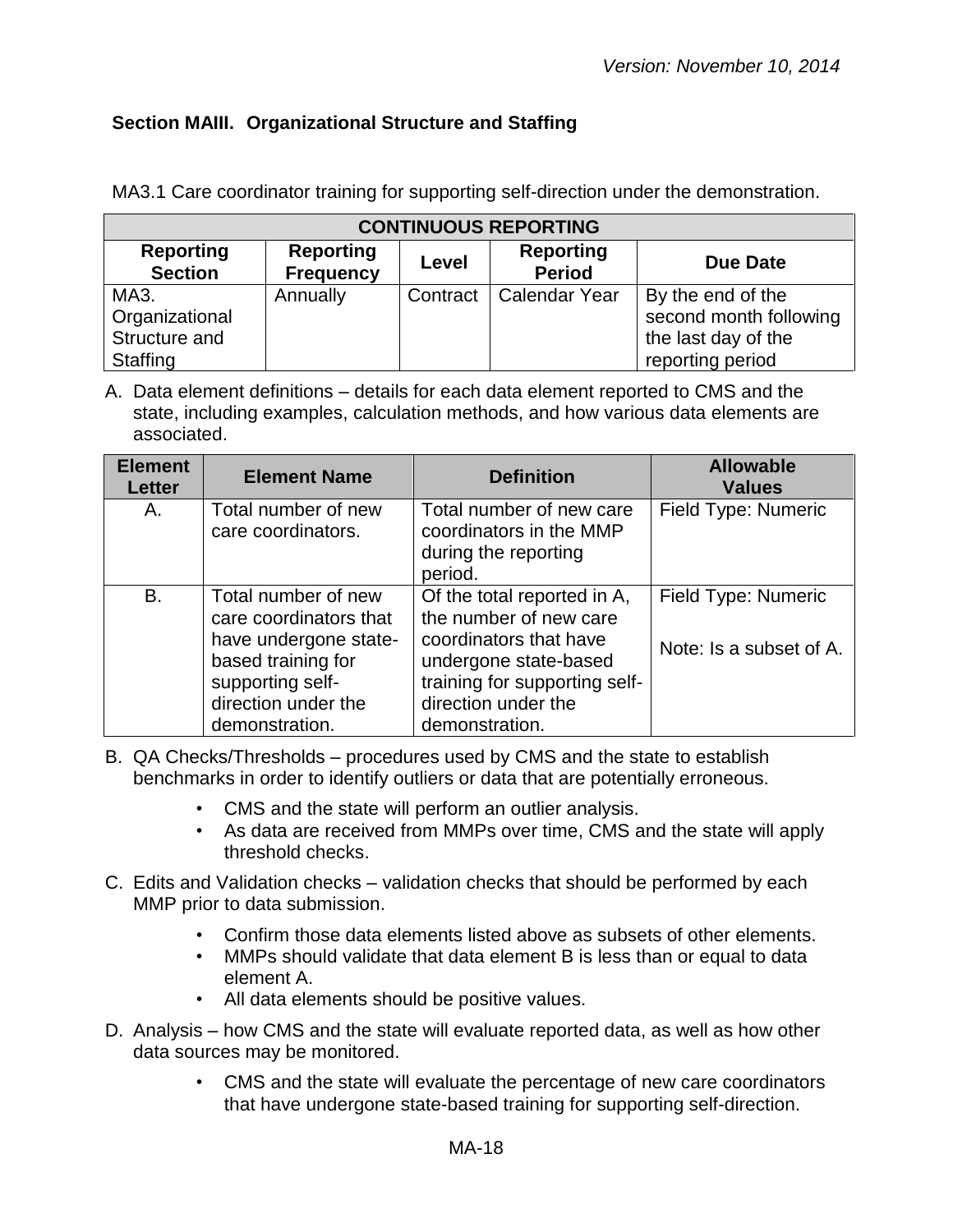## Section MAIII. Organizational Structure and Staffing

MA3.1 Care coordinator training for supporting self-direction under the demonstration.

| CONTINUOUS REPORTING | | | | |
|---|---|---|---|---|
| **Reporting Section** | **Reporting Frequency** | **Level** | **Reporting Period** | **Due Date** |
| MA3. Organizational Structure and Staffing | Annually | Contract | Calendar Year | By the end of the second month following the last day of the reporting period |

A. Data element definitions – details for each data element reported to CMS and the state, including examples, calculation methods, and how various data elements are associated.

| Element Letter | Element Name | Definition | Allowable Values |
|---|---|---|---|
| A. | Total number of new care coordinators. | Total number of new care coordinators in the MMP during the reporting period. | Field Type: Numeric |
| B. | Total number of new care coordinators that have undergone state-based training for supporting self-direction under the demonstration. | Of the total reported in A, the number of new care coordinators that have undergone state-based training for supporting self-direction under the demonstration. | Field Type: Numeric<br><br>Note: Is a subset of A. |

B. QA Checks/Thresholds – procedures used by CMS and the state to establish benchmarks in order to identify outliers or data that are potentially erroneous.

- CMS and the state will perform an outlier analysis.
- As data are received from MMPs over time, CMS and the state will apply threshold checks.

C. Edits and Validation checks – validation checks that should be performed by each MMP prior to data submission.

- Confirm those data elements listed above as subsets of other elements.
- MMPs should validate that data element B is less than or equal to data element A.
- All data elements should be positive values.

D. Analysis – how CMS and the state will evaluate reported data, as well as how other data sources may be monitored.

- CMS and the state will evaluate the percentage of new care coordinators that have undergone state-based training for supporting self-direction.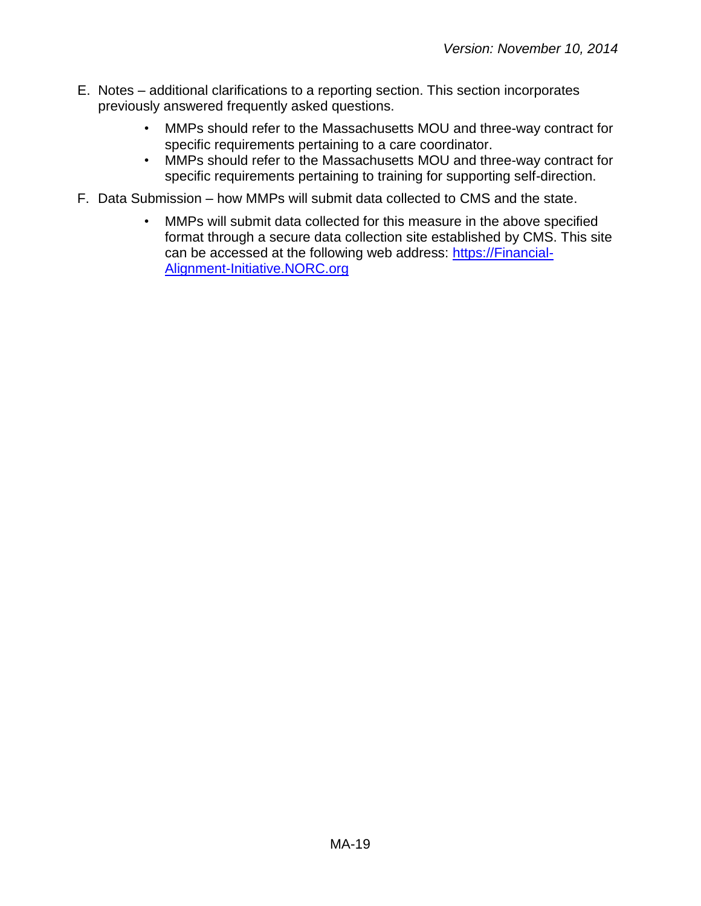E. Notes – additional clarifications to a reporting section. This section incorporates previously answered frequently asked questions.

    - MMPs should refer to the Massachusetts MOU and three-way contract for specific requirements pertaining to a care coordinator.
    - MMPs should refer to the Massachusetts MOU and three-way contract for specific requirements pertaining to training for supporting self-direction.

F. Data Submission – how MMPs will submit data collected to CMS and the state.

    - MMPs will submit data collected for this measure in the above specified format through a secure data collection site established by CMS. This site can be accessed at the following web address: [https://Financial-Alignment-Initiative.NORC.org](https://Financial-Alignment-Initiative.NORC.org)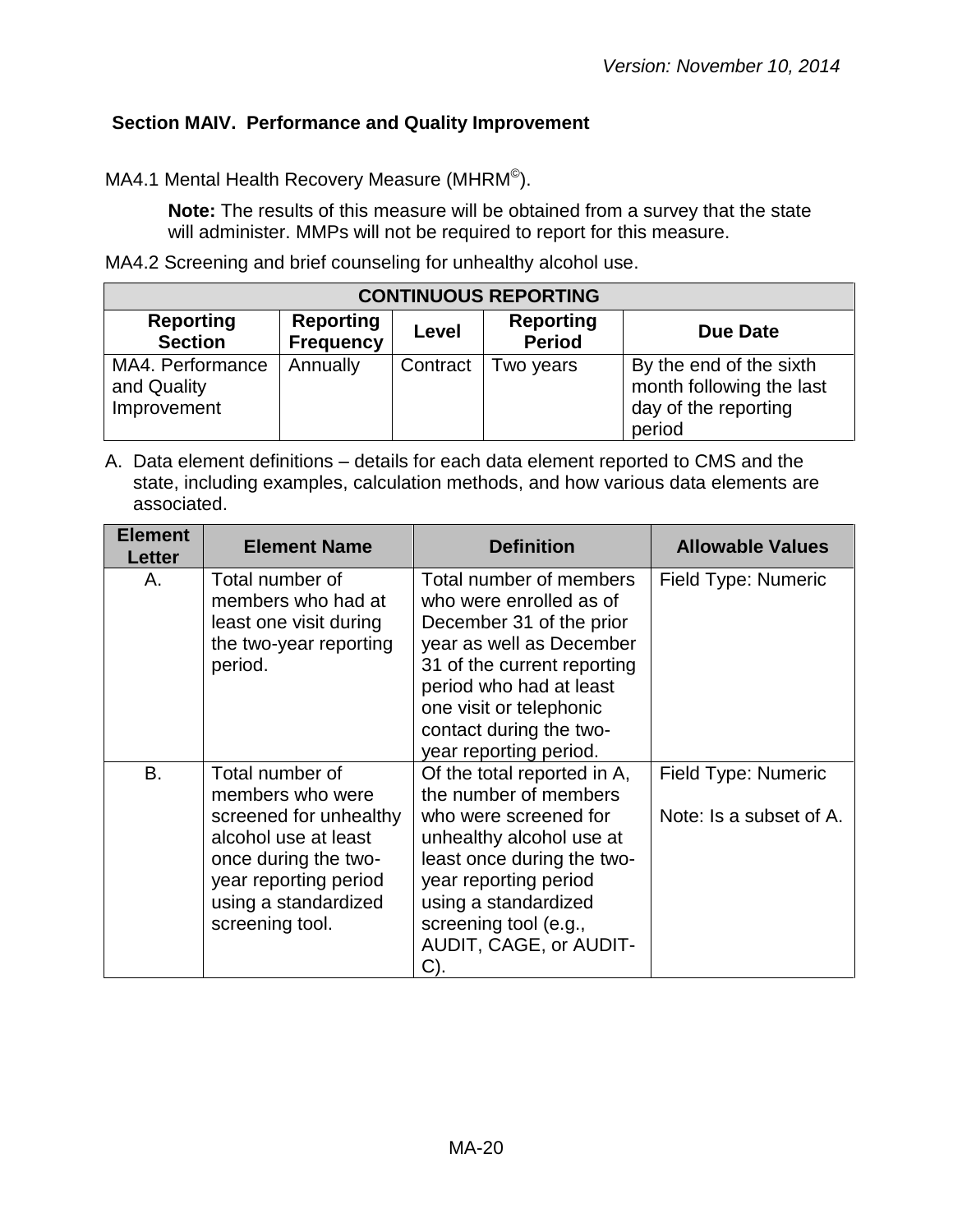## Section MAIV. Performance and Quality Improvement

MA4.1 Mental Health Recovery Measure (MHRM©).

**Note:** The results of this measure will be obtained from a survey that the state will administer. MMPs will not be required to report for this measure.

MA4.2 Screening and brief counseling for unhealthy alcohol use.

| CONTINUOUS REPORTING | | | | |
|---|---|---|---|---|
| **Reporting Section** | **Reporting Frequency** | **Level** | **Reporting Period** | **Due Date** |
| MA4. Performance and Quality Improvement | Annually | Contract | Two years | By the end of the sixth month following the last day of the reporting period |

A. Data element definitions – details for each data element reported to CMS and the state, including examples, calculation methods, and how various data elements are associated.

| Element Letter | Element Name | Definition | Allowable Values |
|---|---|---|---|
| A. | Total number of members who had at least one visit during the two-year reporting period. | Total number of members who were enrolled as of December 31 of the prior year as well as December 31 of the current reporting period who had at least one visit or telephonic contact during the two-year reporting period. | Field Type: Numeric |
| B. | Total number of members who were screened for unhealthy alcohol use at least once during the two-year reporting period using a standardized screening tool. | Of the total reported in A, the number of members who were screened for unhealthy alcohol use at least once during the two-year reporting period using a standardized screening tool (e.g., AUDIT, CAGE, or AUDIT-C). | Field Type: Numeric<br><br>Note: Is a subset of A. |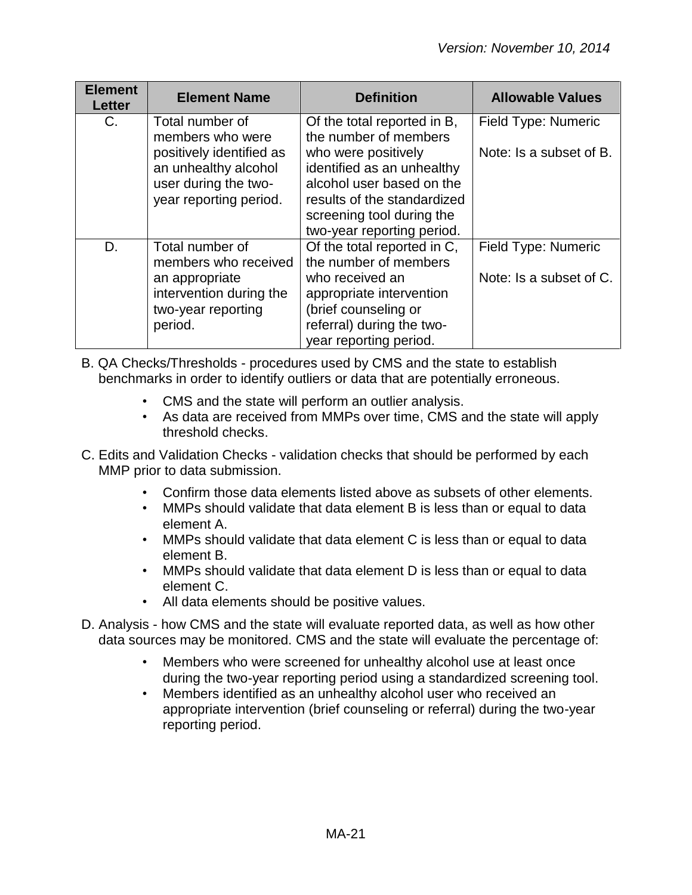| Element Letter | Element Name | Definition | Allowable Values |
|---|---|---|---|
| C. | Total number of members who were positively identified as an unhealthy alcohol user during the two-year reporting period. | Of the total reported in B, the number of members who were positively identified as an unhealthy alcohol user based on the results of the standardized screening tool during the two-year reporting period. | Field Type: Numeric<br><br>Note: Is a subset of B. |
| D. | Total number of members who received an appropriate intervention during the two-year reporting period. | Of the total reported in C, the number of members who received an appropriate intervention (brief counseling or referral) during the two-year reporting period. | Field Type: Numeric<br><br>Note: Is a subset of C. |

B. QA Checks/Thresholds - procedures used by CMS and the state to establish benchmarks in order to identify outliers or data that are potentially erroneous.

- CMS and the state will perform an outlier analysis.
- As data are received from MMPs over time, CMS and the state will apply threshold checks.

C. Edits and Validation Checks - validation checks that should be performed by each MMP prior to data submission.

- Confirm those data elements listed above as subsets of other elements.
- MMPs should validate that data element B is less than or equal to data element A.
- MMPs should validate that data element C is less than or equal to data element B.
- MMPs should validate that data element D is less than or equal to data element C.
- All data elements should be positive values.

D. Analysis - how CMS and the state will evaluate reported data, as well as how other data sources may be monitored. CMS and the state will evaluate the percentage of:

- Members who were screened for unhealthy alcohol use at least once during the two-year reporting period using a standardized screening tool.
- Members identified as an unhealthy alcohol user who received an appropriate intervention (brief counseling or referral) during the two-year reporting period.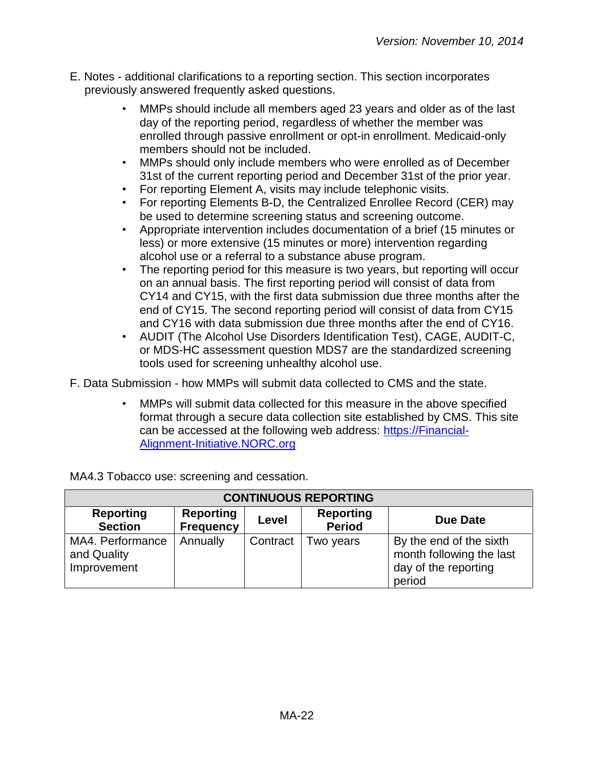E. Notes - additional clarifications to a reporting section. This section incorporates previously answered frequently asked questions.

- MMPs should include all members aged 23 years and older as of the last day of the reporting period, regardless of whether the member was enrolled through passive enrollment or opt-in enrollment. Medicaid-only members should not be included.
- MMPs should only include members who were enrolled as of December 31st of the current reporting period and December 31st of the prior year.
- For reporting Element A, visits may include telephonic visits.
- For reporting Elements B-D, the Centralized Enrollee Record (CER) may be used to determine screening status and screening outcome.
- Appropriate intervention includes documentation of a brief (15 minutes or less) or more extensive (15 minutes or more) intervention regarding alcohol use or a referral to a substance abuse program.
- The reporting period for this measure is two years, but reporting will occur on an annual basis. The first reporting period will consist of data from CY14 and CY15, with the first data submission due three months after the end of CY15. The second reporting period will consist of data from CY15 and CY16 with data submission due three months after the end of CY16.
- AUDIT (The Alcohol Use Disorders Identification Test), CAGE, AUDIT-C, or MDS-HC assessment question MDS7 are the standardized screening tools used for screening unhealthy alcohol use.

F. Data Submission - how MMPs will submit data collected to CMS and the state.

- MMPs will submit data collected for this measure in the above specified format through a secure data collection site established by CMS. This site can be accessed at the following web address: https://Financial-Alignment-Initiative.NORC.org

MA4.3 Tobacco use: screening and cessation.

| CONTINUOUS REPORTING | | | | |
|---|---|---|---|---|
| **Reporting Section** | **Reporting Frequency** | **Level** | **Reporting Period** | **Due Date** |
| MA4. Performance and Quality Improvement | Annually | Contract | Two years | By the end of the sixth month following the last day of the reporting period |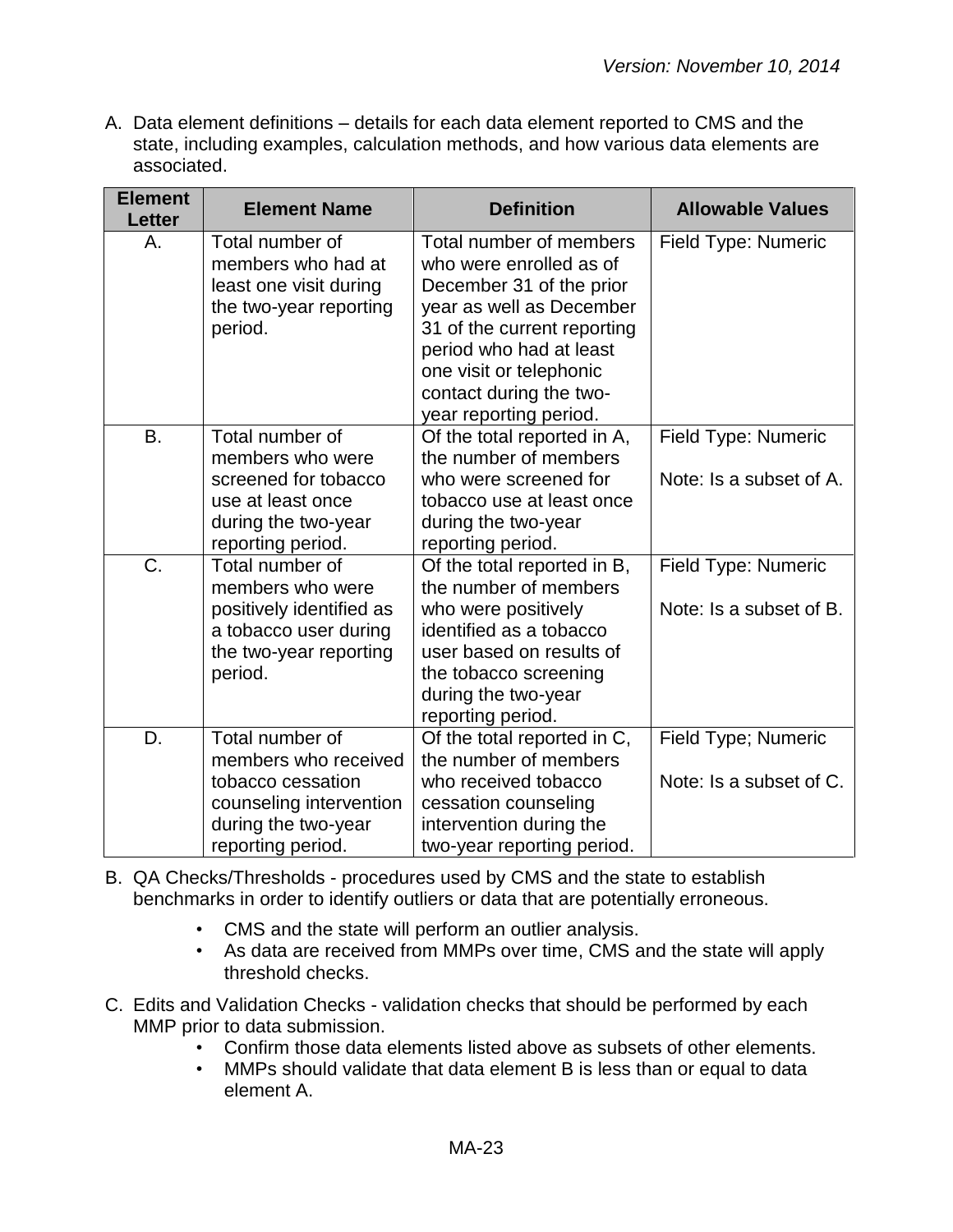A. Data element definitions – details for each data element reported to CMS and the state, including examples, calculation methods, and how various data elements are associated.

| Element Letter | Element Name | Definition | Allowable Values |
| --- | --- | --- | --- |
| A. | Total number of members who had at least one visit during the two-year reporting period. | Total number of members who were enrolled as of December 31 of the prior year as well as December 31 of the current reporting period who had at least one visit or telephonic contact during the two-year reporting period. | Field Type: Numeric |
| B. | Total number of members who were screened for tobacco use at least once during the two-year reporting period. | Of the total reported in A, the number of members who were screened for tobacco use at least once during the two-year reporting period. | Field Type: Numeric<br><br>Note: Is a subset of A. |
| C. | Total number of members who were positively identified as a tobacco user during the two-year reporting period. | Of the total reported in B, the number of members who were positively identified as a tobacco user based on results of the tobacco screening during the two-year reporting period. | Field Type: Numeric<br><br>Note: Is a subset of B. |
| D. | Total number of members who received tobacco cessation counseling intervention during the two-year reporting period. | Of the total reported in C, the number of members who received tobacco cessation counseling intervention during the two-year reporting period. | Field Type; Numeric<br><br>Note: Is a subset of C. |

B. QA Checks/Thresholds - procedures used by CMS and the state to establish benchmarks in order to identify outliers or data that are potentially erroneous.

- CMS and the state will perform an outlier analysis.
- As data are received from MMPs over time, CMS and the state will apply threshold checks.

C. Edits and Validation Checks - validation checks that should be performed by each MMP prior to data submission.

- Confirm those data elements listed above as subsets of other elements.
- MMPs should validate that data element B is less than or equal to data element A.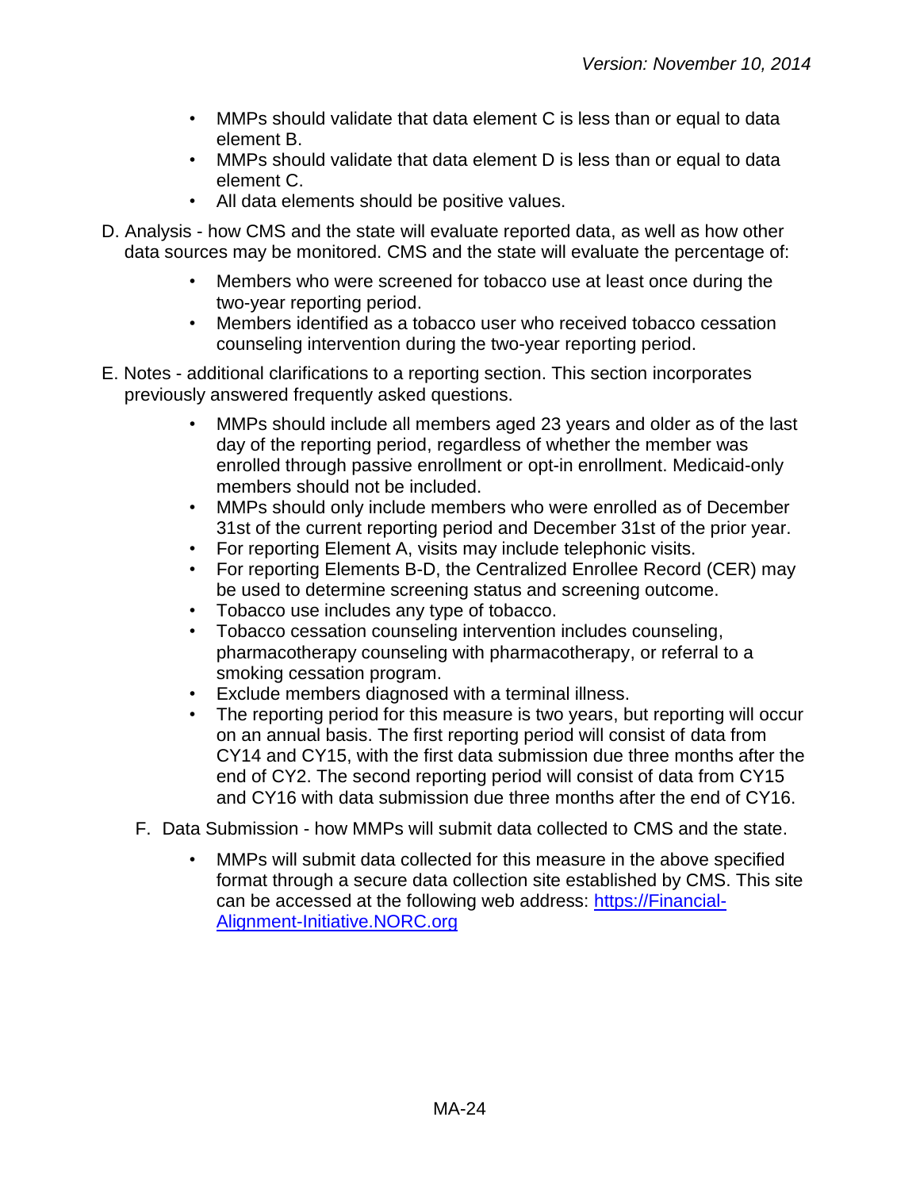- MMPs should validate that data element C is less than or equal to data element B.
- MMPs should validate that data element D is less than or equal to data element C.
- All data elements should be positive values.

D. Analysis - how CMS and the state will evaluate reported data, as well as how other data sources may be monitored. CMS and the state will evaluate the percentage of:

- Members who were screened for tobacco use at least once during the two-year reporting period.
- Members identified as a tobacco user who received tobacco cessation counseling intervention during the two-year reporting period.

E. Notes - additional clarifications to a reporting section. This section incorporates previously answered frequently asked questions.

- MMPs should include all members aged 23 years and older as of the last day of the reporting period, regardless of whether the member was enrolled through passive enrollment or opt-in enrollment. Medicaid-only members should not be included.
- MMPs should only include members who were enrolled as of December 31st of the current reporting period and December 31st of the prior year.
- For reporting Element A, visits may include telephonic visits.
- For reporting Elements B-D, the Centralized Enrollee Record (CER) may be used to determine screening status and screening outcome.
- Tobacco use includes any type of tobacco.
- Tobacco cessation counseling intervention includes counseling, pharmacotherapy counseling with pharmacotherapy, or referral to a smoking cessation program.
- Exclude members diagnosed with a terminal illness.
- The reporting period for this measure is two years, but reporting will occur on an annual basis. The first reporting period will consist of data from CY14 and CY15, with the first data submission due three months after the end of CY2. The second reporting period will consist of data from CY15 and CY16 with data submission due three months after the end of CY16.

F. Data Submission - how MMPs will submit data collected to CMS and the state.

- MMPs will submit data collected for this measure in the above specified format through a secure data collection site established by CMS. This site can be accessed at the following web address: [https://Financial-Alignment-Initiative.NORC.org](https://Financial-Alignment-Initiative.NORC.org)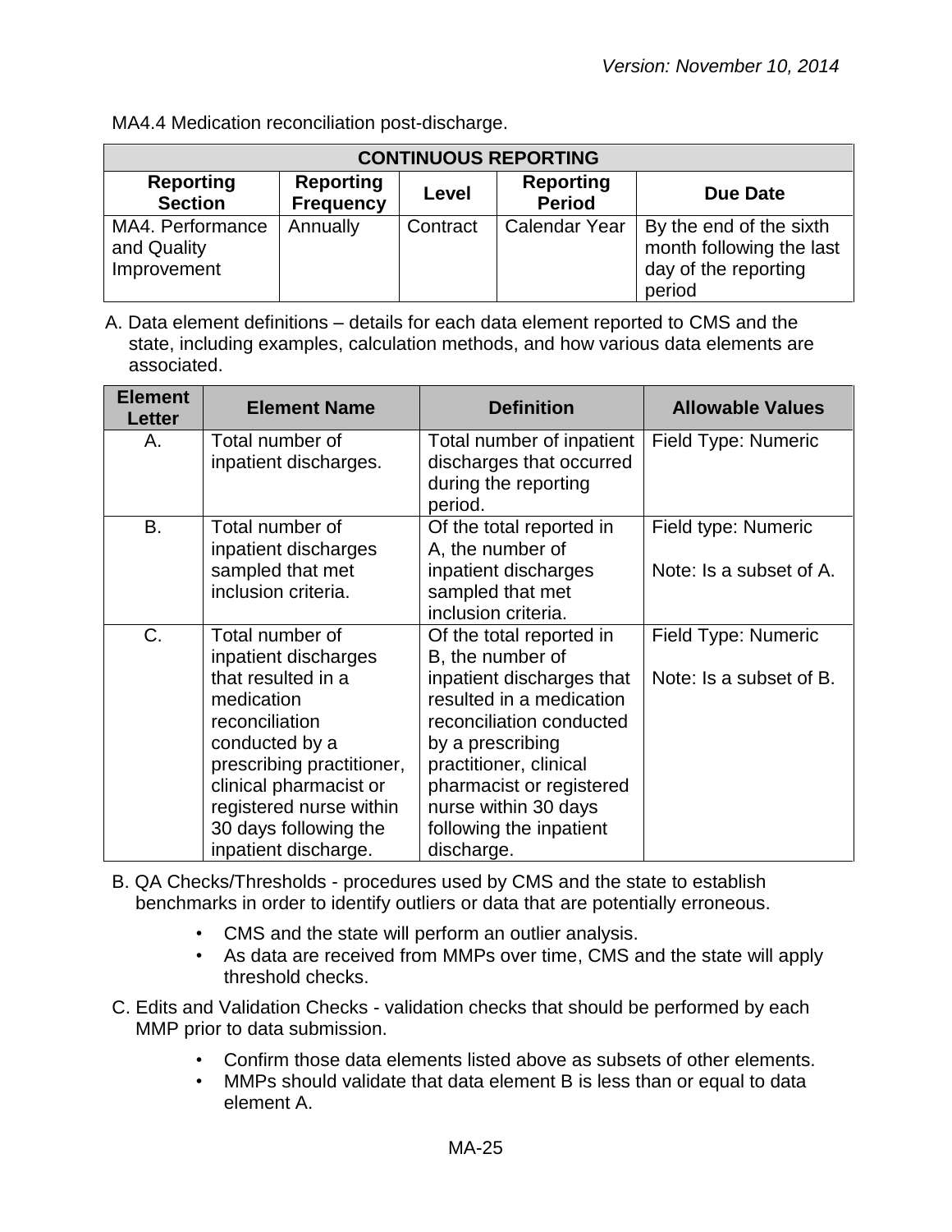MA4.4 Medication reconciliation post-discharge.

| CONTINUOUS REPORTING | | | | |
|---|---|---|---|---|
| **Reporting Section** | **Reporting Frequency** | **Level** | **Reporting Period** | **Due Date** |
| MA4. Performance and Quality Improvement | Annually | Contract | Calendar Year | By the end of the sixth month following the last day of the reporting period |

A. Data element definitions – details for each data element reported to CMS and the state, including examples, calculation methods, and how various data elements are associated.

| Element Letter | Element Name | Definition | Allowable Values |
|---|---|---|---|
| A. | Total number of inpatient discharges. | Total number of inpatient discharges that occurred during the reporting period. | Field Type: Numeric |
| B. | Total number of inpatient discharges sampled that met inclusion criteria. | Of the total reported in A, the number of inpatient discharges sampled that met inclusion criteria. | Field type: Numeric<br><br>Note: Is a subset of A. |
| C. | Total number of inpatient discharges that resulted in a medication reconciliation conducted by a prescribing practitioner, clinical pharmacist or registered nurse within 30 days following the inpatient discharge. | Of the total reported in B, the number of inpatient discharges that resulted in a medication reconciliation conducted by a prescribing practitioner, clinical pharmacist or registered nurse within 30 days following the inpatient discharge. | Field Type: Numeric<br><br>Note: Is a subset of B. |

B. QA Checks/Thresholds - procedures used by CMS and the state to establish benchmarks in order to identify outliers or data that are potentially erroneous.

- CMS and the state will perform an outlier analysis.
- As data are received from MMPs over time, CMS and the state will apply threshold checks.

C. Edits and Validation Checks - validation checks that should be performed by each MMP prior to data submission.

- Confirm those data elements listed above as subsets of other elements.
- MMPs should validate that data element B is less than or equal to data element A.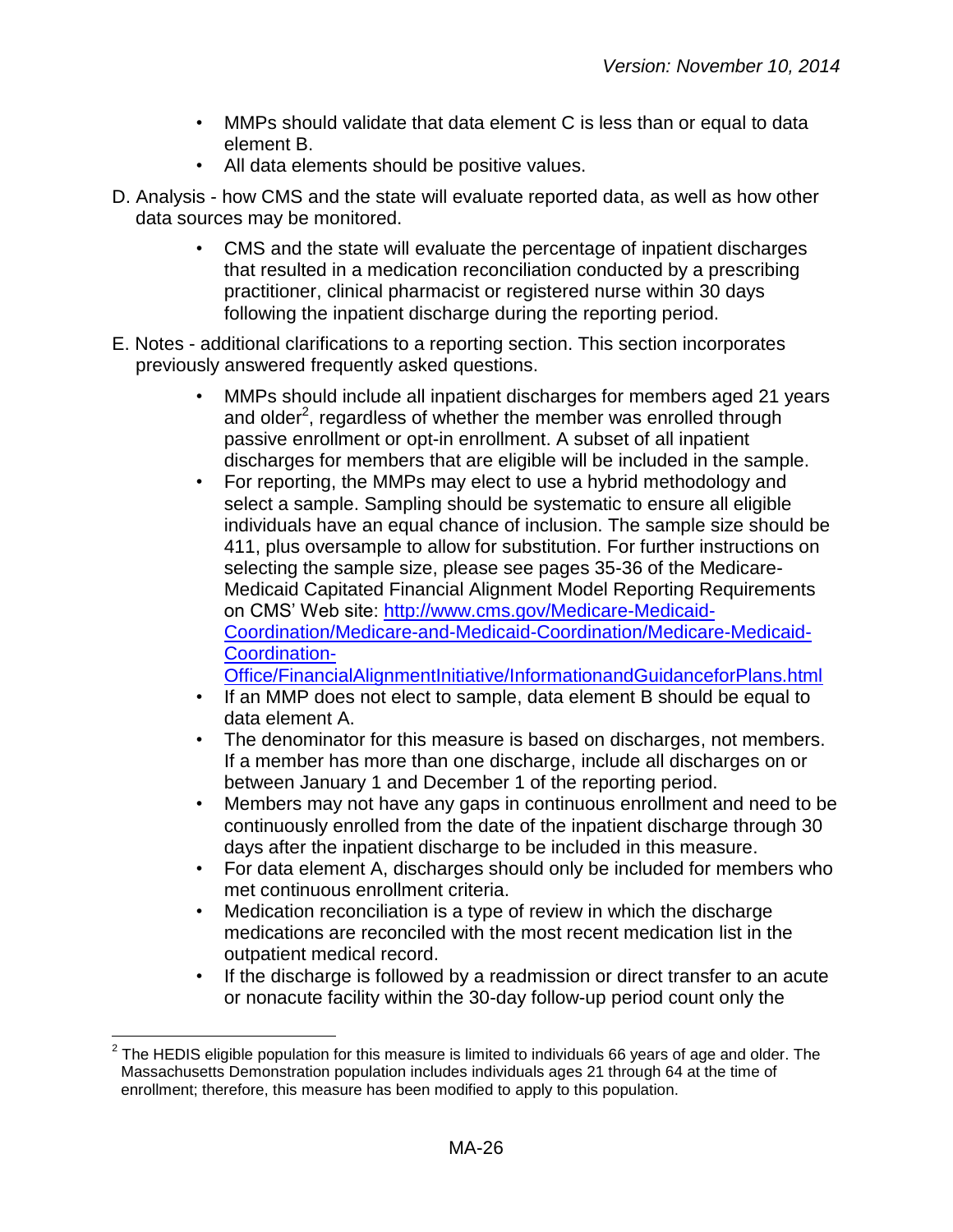- MMPs should validate that data element C is less than or equal to data element B.
- All data elements should be positive values.

D. Analysis - how CMS and the state will evaluate reported data, as well as how other data sources may be monitored.

- CMS and the state will evaluate the percentage of inpatient discharges that resulted in a medication reconciliation conducted by a prescribing practitioner, clinical pharmacist or registered nurse within 30 days following the inpatient discharge during the reporting period.

E. Notes - additional clarifications to a reporting section. This section incorporates previously answered frequently asked questions.

- MMPs should include all inpatient discharges for members aged 21 years and older[2], regardless of whether the member was enrolled through passive enrollment or opt-in enrollment. A subset of all inpatient discharges for members that are eligible will be included in the sample.
- For reporting, the MMPs may elect to use a hybrid methodology and select a sample. Sampling should be systematic to ensure all eligible individuals have an equal chance of inclusion. The sample size should be 411, plus oversample to allow for substitution. For further instructions on selecting the sample size, please see pages 35-36 of the Medicare-Medicaid Capitated Financial Alignment Model Reporting Requirements on CMS' Web site: [http://www.cms.gov/Medicare-Medicaid-Coordination/Medicare-and-Medicaid-Coordination/Medicare-Medicaid-Coordination-Office/FinancialAlignmentInitiative/InformationandGuidanceforPlans.html](http://www.cms.gov/Medicare-Medicaid-Coordination/Medicare-and-Medicaid-Coordination/Medicare-Medicaid-Coordination-Office/FinancialAlignmentInitiative/InformationandGuidanceforPlans.html)
- If an MMP does not elect to sample, data element B should be equal to data element A.
- The denominator for this measure is based on discharges, not members. If a member has more than one discharge, include all discharges on or between January 1 and December 1 of the reporting period.
- Members may not have any gaps in continuous enrollment and need to be continuously enrolled from the date of the inpatient discharge through 30 days after the inpatient discharge to be included in this measure.
- For data element A, discharges should only be included for members who met continuous enrollment criteria.
- Medication reconciliation is a type of review in which the discharge medications are reconciled with the most recent medication list in the outpatient medical record.
- If the discharge is followed by a readmission or direct transfer to an acute or nonacute facility within the 30-day follow-up period count only the

[2] The HEDIS eligible population for this measure is limited to individuals 66 years of age and older. The Massachusetts Demonstration population includes individuals ages 21 through 64 at the time of enrollment; therefore, this measure has been modified to apply to this population.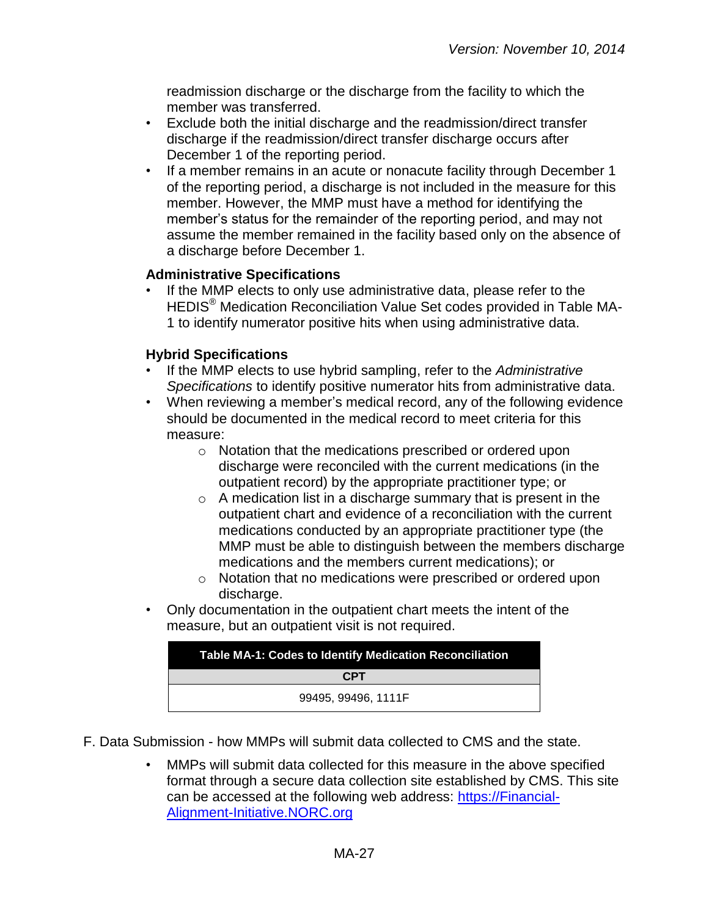readmission discharge or the discharge from the facility to which the member was transferred.

- Exclude both the initial discharge and the readmission/direct transfer discharge if the readmission/direct transfer discharge occurs after December 1 of the reporting period.
- If a member remains in an acute or nonacute facility through December 1 of the reporting period, a discharge is not included in the measure for this member. However, the MMP must have a method for identifying the member's status for the remainder of the reporting period, and may not assume the member remained in the facility based only on the absence of a discharge before December 1.

**Administrative Specifications**

- If the MMP elects to only use administrative data, please refer to the HEDIS® Medication Reconciliation Value Set codes provided in Table MA-1 to identify numerator positive hits when using administrative data.

**Hybrid Specifications**

- If the MMP elects to use hybrid sampling, refer to the *Administrative Specifications* to identify positive numerator hits from administrative data.
- When reviewing a member's medical record, any of the following evidence should be documented in the medical record to meet criteria for this measure:
  - Notation that the medications prescribed or ordered upon discharge were reconciled with the current medications (in the outpatient record) by the appropriate practitioner type; or
  - A medication list in a discharge summary that is present in the outpatient chart and evidence of a reconciliation with the current medications conducted by an appropriate practitioner type (the MMP must be able to distinguish between the members discharge medications and the members current medications); or
  - Notation that no medications were prescribed or ordered upon discharge.
- Only documentation in the outpatient chart meets the intent of the measure, but an outpatient visit is not required.

| Table MA-1: Codes to Identify Medication Reconciliation |
|---|
| **CPT** |
| 99495, 99496, 1111F |

F. Data Submission - how MMPs will submit data collected to CMS and the state.

- MMPs will submit data collected for this measure in the above specified format through a secure data collection site established by CMS. This site can be accessed at the following web address: https://Financial-Alignment-Initiative.NORC.org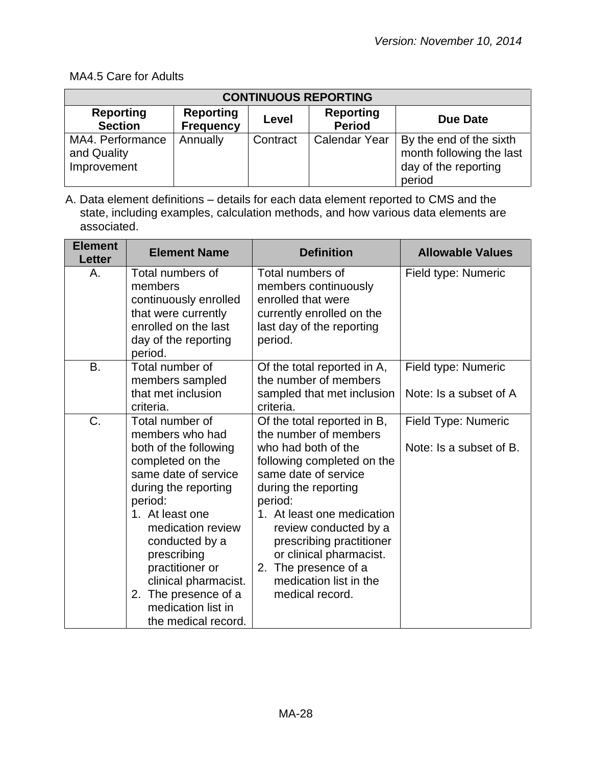*Version: November 10, 2014*

MA4.5 Care for Adults

| CONTINUOUS REPORTING | | | | |
|---|---|---|---|---|
| **Reporting Section** | **Reporting Frequency** | **Level** | **Reporting Period** | **Due Date** |
| MA4. Performance and Quality Improvement | Annually | Contract | Calendar Year | By the end of the sixth month following the last day of the reporting period |

A. Data element definitions – details for each data element reported to CMS and the state, including examples, calculation methods, and how various data elements are associated.

| Element Letter | Element Name | Definition | Allowable Values |
|---|---|---|---|
| A. | Total numbers of members continuously enrolled that were currently enrolled on the last day of the reporting period. | Total numbers of members continuously enrolled that were currently enrolled on the last day of the reporting period. | Field type: Numeric |
| B. | Total number of members sampled that met inclusion criteria. | Of the total reported in A, the number of members sampled that met inclusion criteria. | Field type: Numeric<br><br>Note: Is a subset of A |
| C. | Total number of members who had both of the following completed on the same date of service during the reporting period:<br>1. At least one medication review conducted by a prescribing practitioner or clinical pharmacist.<br>2. The presence of a medication list in the medical record. | Of the total reported in B, the number of members who had both of the following completed on the same date of service during the reporting period:<br>1. At least one medication review conducted by a prescribing practitioner or clinical pharmacist.<br>2. The presence of a medication list in the medical record. | Field Type: Numeric<br><br>Note: Is a subset of B. |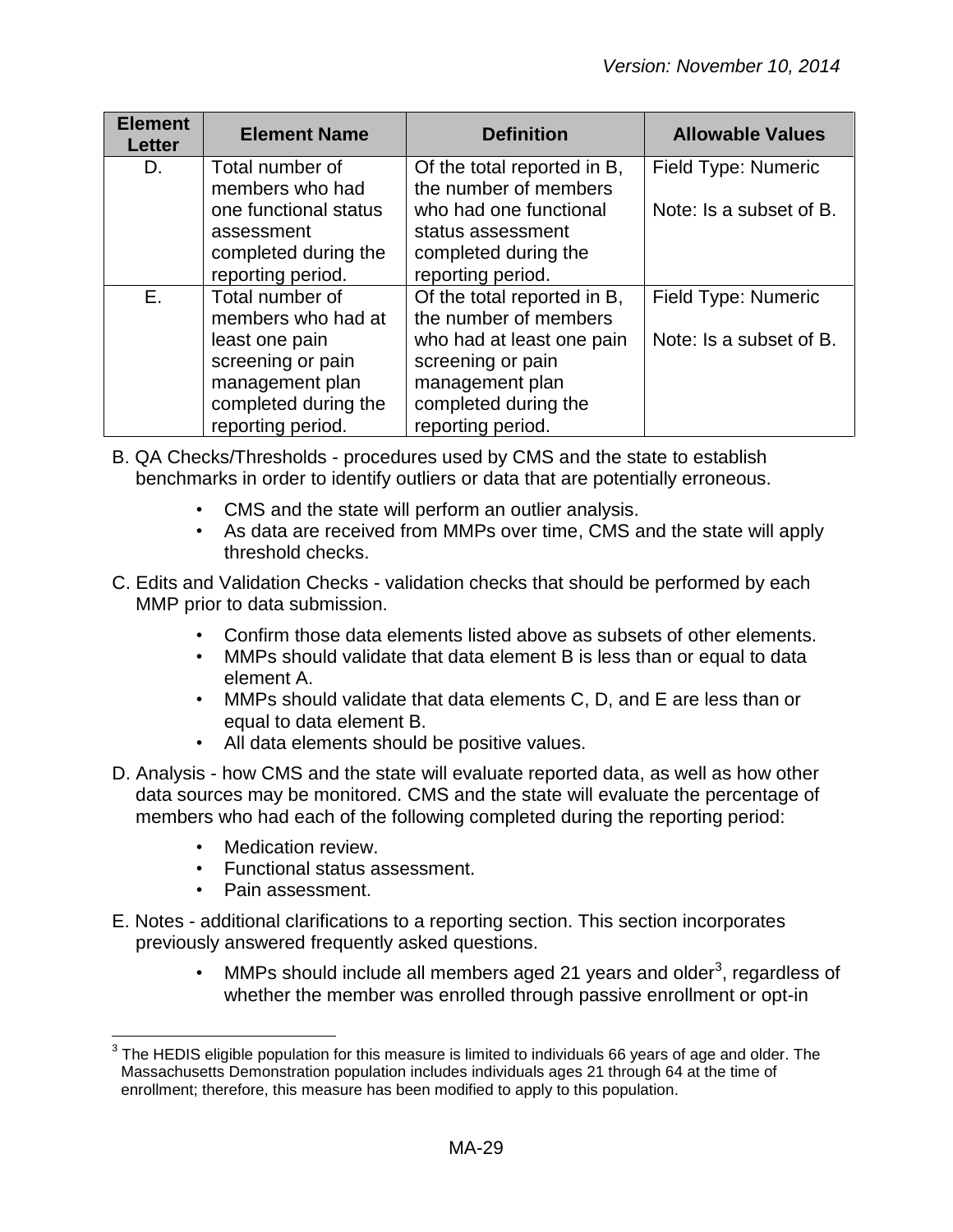| Element Letter | Element Name | Definition | Allowable Values |
|---|---|---|---|
| D. | Total number of members who had one functional status assessment completed during the reporting period. | Of the total reported in B, the number of members who had one functional status assessment completed during the reporting period. | Field Type: Numeric<br><br>Note: Is a subset of B. |
| E. | Total number of members who had at least one pain screening or pain management plan completed during the reporting period. | Of the total reported in B, the number of members who had at least one pain screening or pain management plan completed during the reporting period. | Field Type: Numeric<br><br>Note: Is a subset of B. |

B. QA Checks/Thresholds - procedures used by CMS and the state to establish benchmarks in order to identify outliers or data that are potentially erroneous.

- CMS and the state will perform an outlier analysis.
- As data are received from MMPs over time, CMS and the state will apply threshold checks.

C. Edits and Validation Checks - validation checks that should be performed by each MMP prior to data submission.

- Confirm those data elements listed above as subsets of other elements.
- MMPs should validate that data element B is less than or equal to data element A.
- MMPs should validate that data elements C, D, and E are less than or equal to data element B.
- All data elements should be positive values.

D. Analysis - how CMS and the state will evaluate reported data, as well as how other data sources may be monitored. CMS and the state will evaluate the percentage of members who had each of the following completed during the reporting period:

- Medication review.
- Functional status assessment.
- Pain assessment.

E. Notes - additional clarifications to a reporting section. This section incorporates previously answered frequently asked questions.

- MMPs should include all members aged 21 years and older[3], regardless of whether the member was enrolled through passive enrollment or opt-in

[3] The HEDIS eligible population for this measure is limited to individuals 66 years of age and older. The Massachusetts Demonstration population includes individuals ages 21 through 64 at the time of enrollment; therefore, this measure has been modified to apply to this population.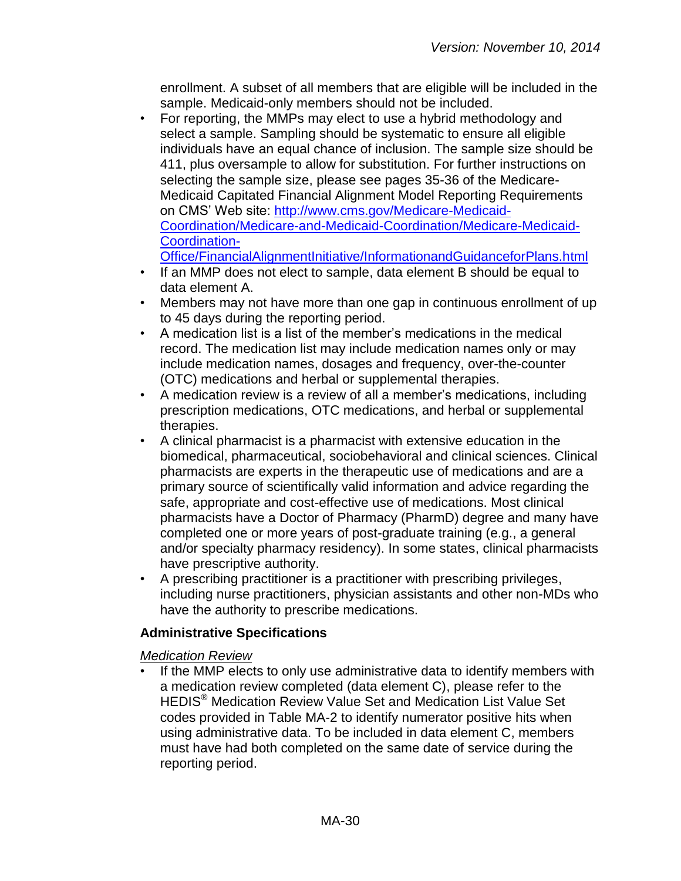enrollment. A subset of all members that are eligible will be included in the sample. Medicaid-only members should not be included.

- For reporting, the MMPs may elect to use a hybrid methodology and select a sample. Sampling should be systematic to ensure all eligible individuals have an equal chance of inclusion. The sample size should be 411, plus oversample to allow for substitution. For further instructions on selecting the sample size, please see pages 35-36 of the Medicare-Medicaid Capitated Financial Alignment Model Reporting Requirements on CMS' Web site: [http://www.cms.gov/Medicare-Medicaid-Coordination/Medicare-and-Medicaid-Coordination/Medicare-Medicaid-Coordination-Office/FinancialAlignmentInitiative/InformationandGuidanceforPlans.html](http://www.cms.gov/Medicare-Medicaid-Coordination/Medicare-and-Medicaid-Coordination/Medicare-Medicaid-Coordination-Office/FinancialAlignmentInitiative/InformationandGuidanceforPlans.html)
- If an MMP does not elect to sample, data element B should be equal to data element A.
- Members may not have more than one gap in continuous enrollment of up to 45 days during the reporting period.
- A medication list is a list of the member's medications in the medical record. The medication list may include medication names only or may include medication names, dosages and frequency, over-the-counter (OTC) medications and herbal or supplemental therapies.
- A medication review is a review of all a member's medications, including prescription medications, OTC medications, and herbal or supplemental therapies.
- A clinical pharmacist is a pharmacist with extensive education in the biomedical, pharmaceutical, sociobehavioral and clinical sciences. Clinical pharmacists are experts in the therapeutic use of medications and are a primary source of scientifically valid information and advice regarding the safe, appropriate and cost-effective use of medications. Most clinical pharmacists have a Doctor of Pharmacy (PharmD) degree and many have completed one or more years of post-graduate training (e.g., a general and/or specialty pharmacy residency). In some states, clinical pharmacists have prescriptive authority.
- A prescribing practitioner is a practitioner with prescribing privileges, including nurse practitioners, physician assistants and other non-MDs who have the authority to prescribe medications.

## Administrative Specifications

*Medication Review*

- If the MMP elects to only use administrative data to identify members with a medication review completed (data element C), please refer to the HEDIS® Medication Review Value Set and Medication List Value Set codes provided in Table MA-2 to identify numerator positive hits when using administrative data. To be included in data element C, members must have had both completed on the same date of service during the reporting period.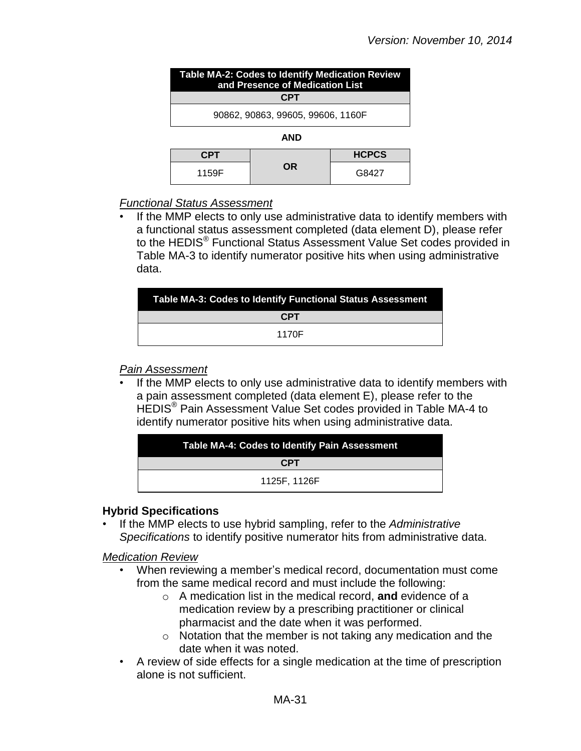| Table MA-2: Codes to Identify Medication Review and Presence of Medication List |
|---|
| **CPT** |
| 90862, 90863, 99605, 99606, 1160F |

**AND**

| CPT | | HCPCS |
|---|---|---|
| 1159F | OR | G8427 |

*Functional Status Assessment*

- If the MMP elects to only use administrative data to identify members with a functional status assessment completed (data element D), please refer to the HEDIS® Functional Status Assessment Value Set codes provided in Table MA-3 to identify numerator positive hits when using administrative data.

| Table MA-3: Codes to Identify Functional Status Assessment |
|---|
| **CPT** |
| 1170F |

*Pain Assessment*

- If the MMP elects to only use administrative data to identify members with a pain assessment completed (data element E), please refer to the HEDIS® Pain Assessment Value Set codes provided in Table MA-4 to identify numerator positive hits when using administrative data.

| Table MA-4: Codes to Identify Pain Assessment |
|---|
| **CPT** |
| 1125F, 1126F |

**Hybrid Specifications**

- If the MMP elects to use hybrid sampling, refer to the *Administrative Specifications* to identify positive numerator hits from administrative data.

*Medication Review*

- When reviewing a member's medical record, documentation must come from the same medical record and must include the following:
  - A medication list in the medical record, **and** evidence of a medication review by a prescribing practitioner or clinical pharmacist and the date when it was performed.
  - Notation that the member is not taking any medication and the date when it was noted.
- A review of side effects for a single medication at the time of prescription alone is not sufficient.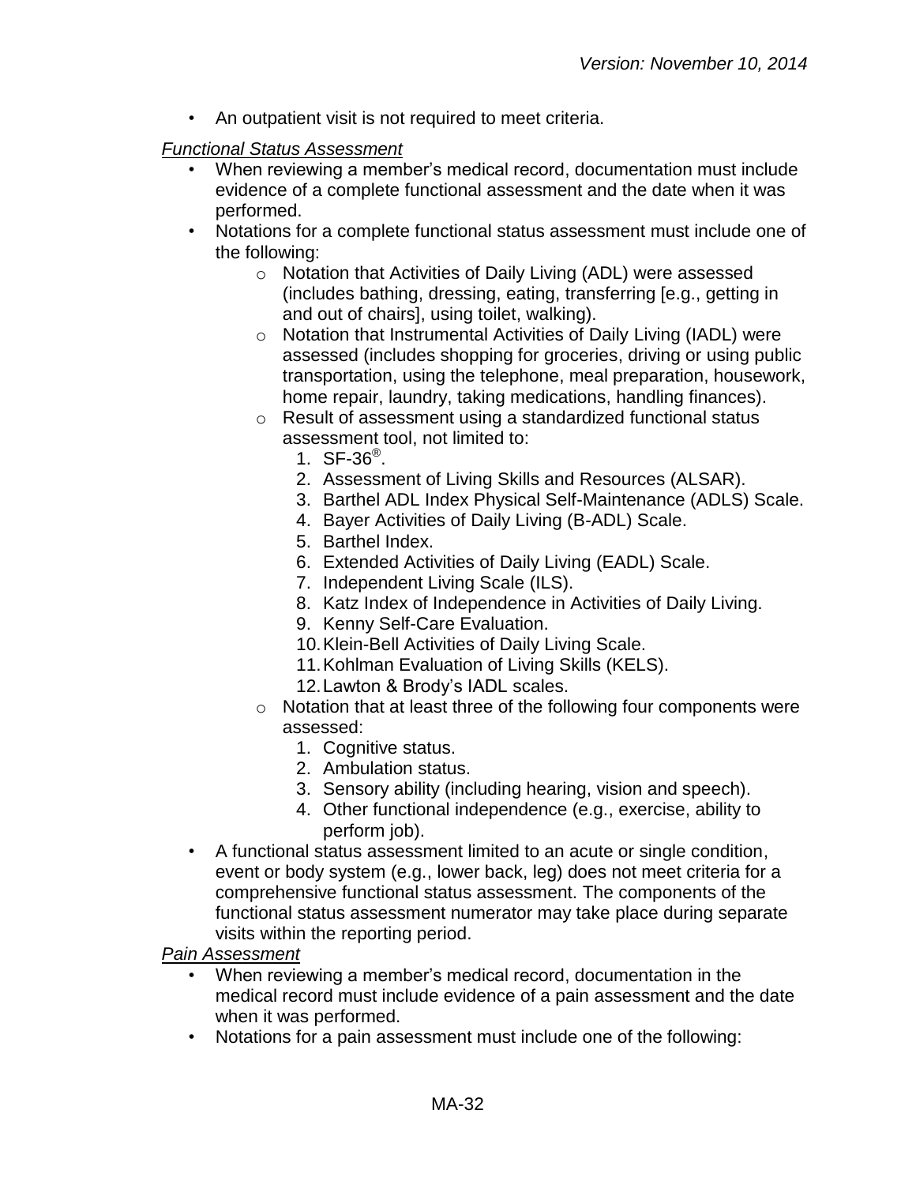- An outpatient visit is not required to meet criteria.

*Functional Status Assessment*

- When reviewing a member's medical record, documentation must include evidence of a complete functional assessment and the date when it was performed.
- Notations for a complete functional status assessment must include one of the following:
  - Notation that Activities of Daily Living (ADL) were assessed (includes bathing, dressing, eating, transferring [e.g., getting in and out of chairs], using toilet, walking).
  - Notation that Instrumental Activities of Daily Living (IADL) were assessed (includes shopping for groceries, driving or using public transportation, using the telephone, meal preparation, housework, home repair, laundry, taking medications, handling finances).
  - Result of assessment using a standardized functional status assessment tool, not limited to:
    1. SF-36®.
    2. Assessment of Living Skills and Resources (ALSAR).
    3. Barthel ADL Index Physical Self-Maintenance (ADLS) Scale.
    4. Bayer Activities of Daily Living (B-ADL) Scale.
    5. Barthel Index.
    6. Extended Activities of Daily Living (EADL) Scale.
    7. Independent Living Scale (ILS).
    8. Katz Index of Independence in Activities of Daily Living.
    9. Kenny Self-Care Evaluation.
    10. Klein-Bell Activities of Daily Living Scale.
    11. Kohlman Evaluation of Living Skills (KELS).
    12. Lawton & Brody's IADL scales.
  - Notation that at least three of the following four components were assessed:
    1. Cognitive status.
    2. Ambulation status.
    3. Sensory ability (including hearing, vision and speech).
    4. Other functional independence (e.g., exercise, ability to perform job).
- A functional status assessment limited to an acute or single condition, event or body system (e.g., lower back, leg) does not meet criteria for a comprehensive functional status assessment. The components of the functional status assessment numerator may take place during separate visits within the reporting period.

*Pain Assessment*

- When reviewing a member's medical record, documentation in the medical record must include evidence of a pain assessment and the date when it was performed.
- Notations for a pain assessment must include one of the following: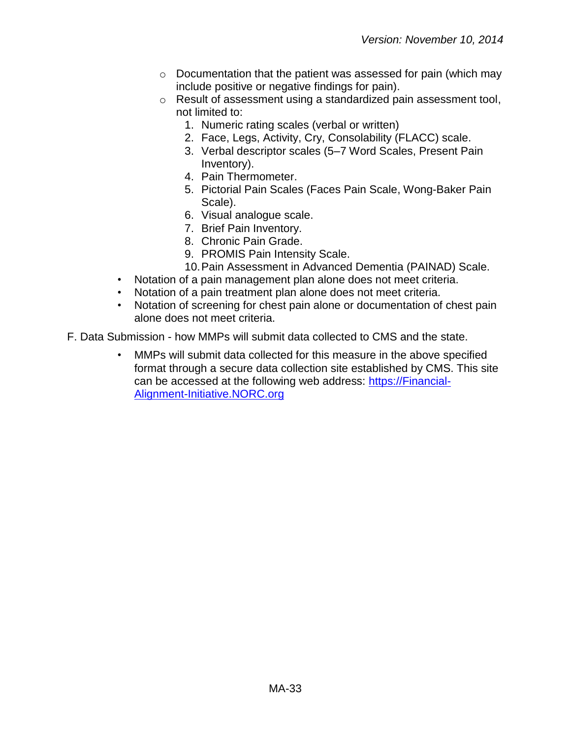- Documentation that the patient was assessed for pain (which may include positive or negative findings for pain).
  - Result of assessment using a standardized pain assessment tool, not limited to:
    1. Numeric rating scales (verbal or written)
    2. Face, Legs, Activity, Cry, Consolability (FLACC) scale.
    3. Verbal descriptor scales (5–7 Word Scales, Present Pain Inventory).
    4. Pain Thermometer.
    5. Pictorial Pain Scales (Faces Pain Scale, Wong-Baker Pain Scale).
    6. Visual analogue scale.
    7. Brief Pain Inventory.
    8. Chronic Pain Grade.
    9. PROMIS Pain Intensity Scale.
    10. Pain Assessment in Advanced Dementia (PAINAD) Scale.

- Notation of a pain management plan alone does not meet criteria.
- Notation of a pain treatment plan alone does not meet criteria.
- Notation of screening for chest pain alone or documentation of chest pain alone does not meet criteria.

F. Data Submission - how MMPs will submit data collected to CMS and the state.

- MMPs will submit data collected for this measure in the above specified format through a secure data collection site established by CMS. This site can be accessed at the following web address: [https://Financial-Alignment-Initiative.NORC.org](https://Financial-Alignment-Initiative.NORC.org)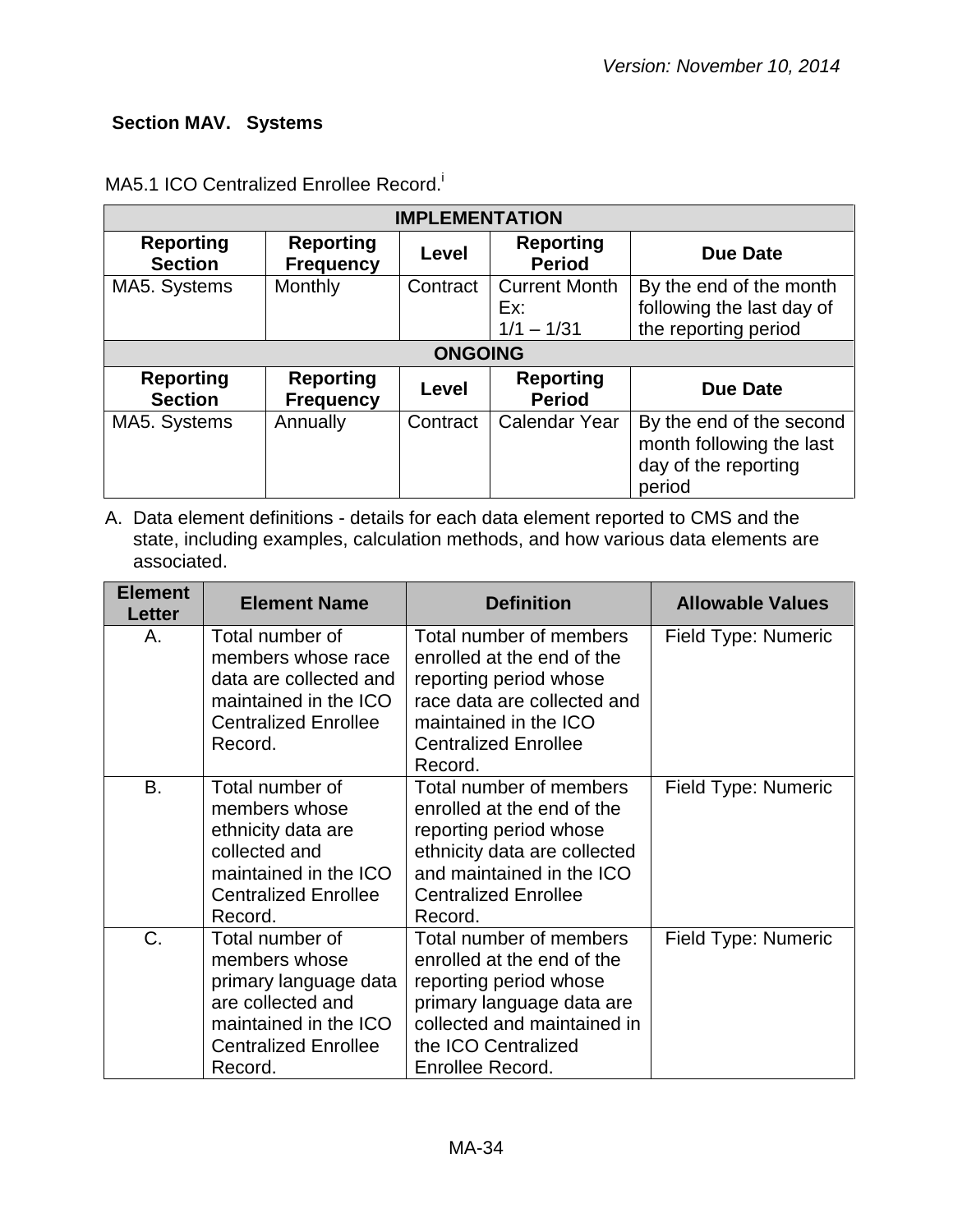*Version: November 10, 2014*

## Section MAV. Systems

MA5.1 ICO Centralized Enrollee Record.[i]

| IMPLEMENTATION | | | | |
|---|---|---|---|---|
| **Reporting Section** | **Reporting Frequency** | **Level** | **Reporting Period** | **Due Date** |
| MA5. Systems | Monthly | Contract | Current Month Ex: 1/1 – 1/31 | By the end of the month following the last day of the reporting period |
| **ONGOING** | | | | |
| **Reporting Section** | **Reporting Frequency** | **Level** | **Reporting Period** | **Due Date** |
| MA5. Systems | Annually | Contract | Calendar Year | By the end of the second month following the last day of the reporting period |

A. Data element definitions - details for each data element reported to CMS and the state, including examples, calculation methods, and how various data elements are associated.

| Element Letter | Element Name | Definition | Allowable Values |
|---|---|---|---|
| A. | Total number of members whose race data are collected and maintained in the ICO Centralized Enrollee Record. | Total number of members enrolled at the end of the reporting period whose race data are collected and maintained in the ICO Centralized Enrollee Record. | Field Type: Numeric |
| B. | Total number of members whose ethnicity data are collected and maintained in the ICO Centralized Enrollee Record. | Total number of members enrolled at the end of the reporting period whose ethnicity data are collected and maintained in the ICO Centralized Enrollee Record. | Field Type: Numeric |
| C. | Total number of members whose primary language data are collected and maintained in the ICO Centralized Enrollee Record. | Total number of members enrolled at the end of the reporting period whose primary language data are collected and maintained in the ICO Centralized Enrollee Record. | Field Type: Numeric |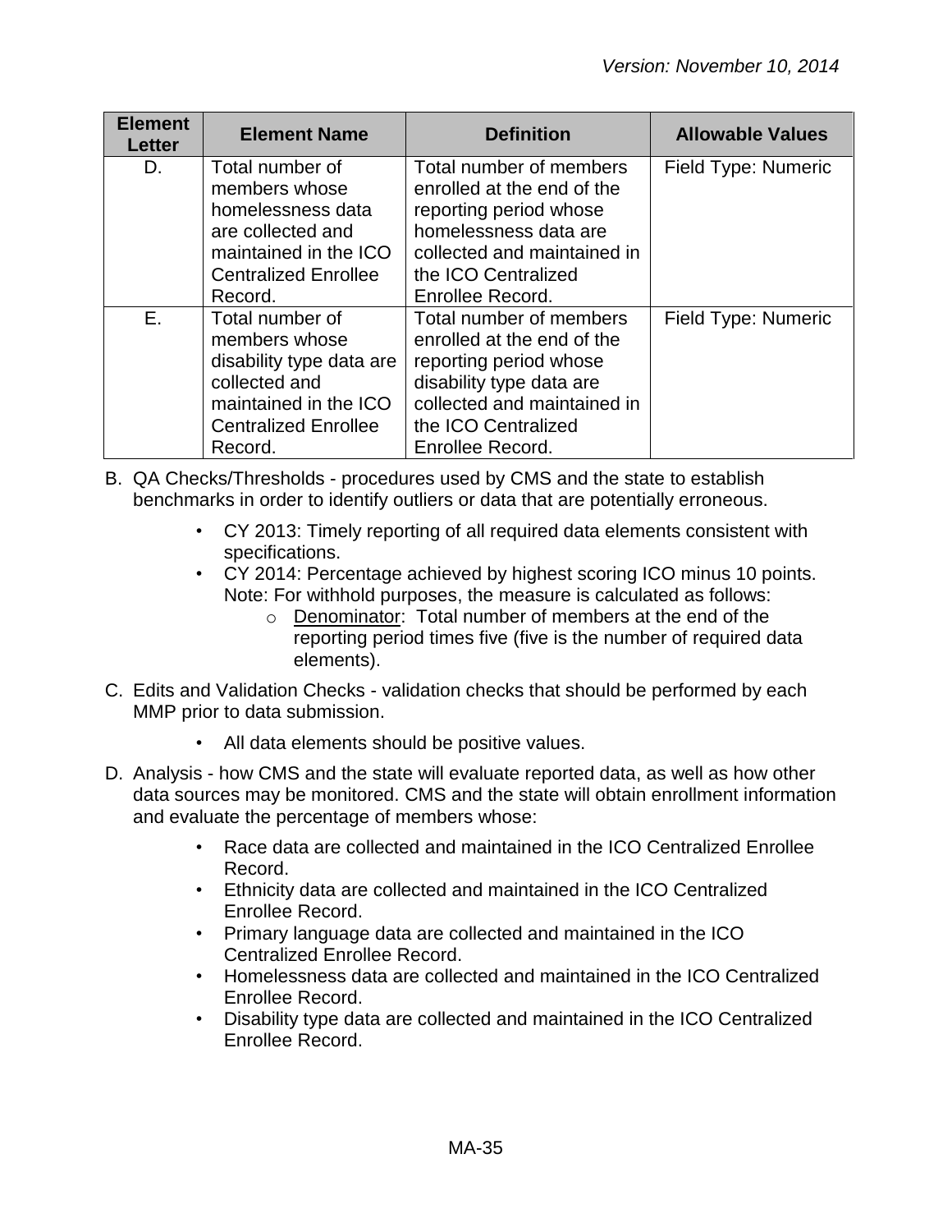| Element Letter | Element Name | Definition | Allowable Values |
|---|---|---|---|
| D. | Total number of members whose homelessness data are collected and maintained in the ICO Centralized Enrollee Record. | Total number of members enrolled at the end of the reporting period whose homelessness data are collected and maintained in the ICO Centralized Enrollee Record. | Field Type: Numeric |
| E. | Total number of members whose disability type data are collected and maintained in the ICO Centralized Enrollee Record. | Total number of members enrolled at the end of the reporting period whose disability type data are collected and maintained in the ICO Centralized Enrollee Record. | Field Type: Numeric |

B. QA Checks/Thresholds - procedures used by CMS and the state to establish benchmarks in order to identify outliers or data that are potentially erroneous.

- CY 2013: Timely reporting of all required data elements consistent with specifications.
- CY 2014: Percentage achieved by highest scoring ICO minus 10 points. Note: For withhold purposes, the measure is calculated as follows:
  - Denominator: Total number of members at the end of the reporting period times five (five is the number of required data elements).

C. Edits and Validation Checks - validation checks that should be performed by each MMP prior to data submission.

- All data elements should be positive values.

D. Analysis - how CMS and the state will evaluate reported data, as well as how other data sources may be monitored. CMS and the state will obtain enrollment information and evaluate the percentage of members whose:

- Race data are collected and maintained in the ICO Centralized Enrollee Record.
- Ethnicity data are collected and maintained in the ICO Centralized Enrollee Record.
- Primary language data are collected and maintained in the ICO Centralized Enrollee Record.
- Homelessness data are collected and maintained in the ICO Centralized Enrollee Record.
- Disability type data are collected and maintained in the ICO Centralized Enrollee Record.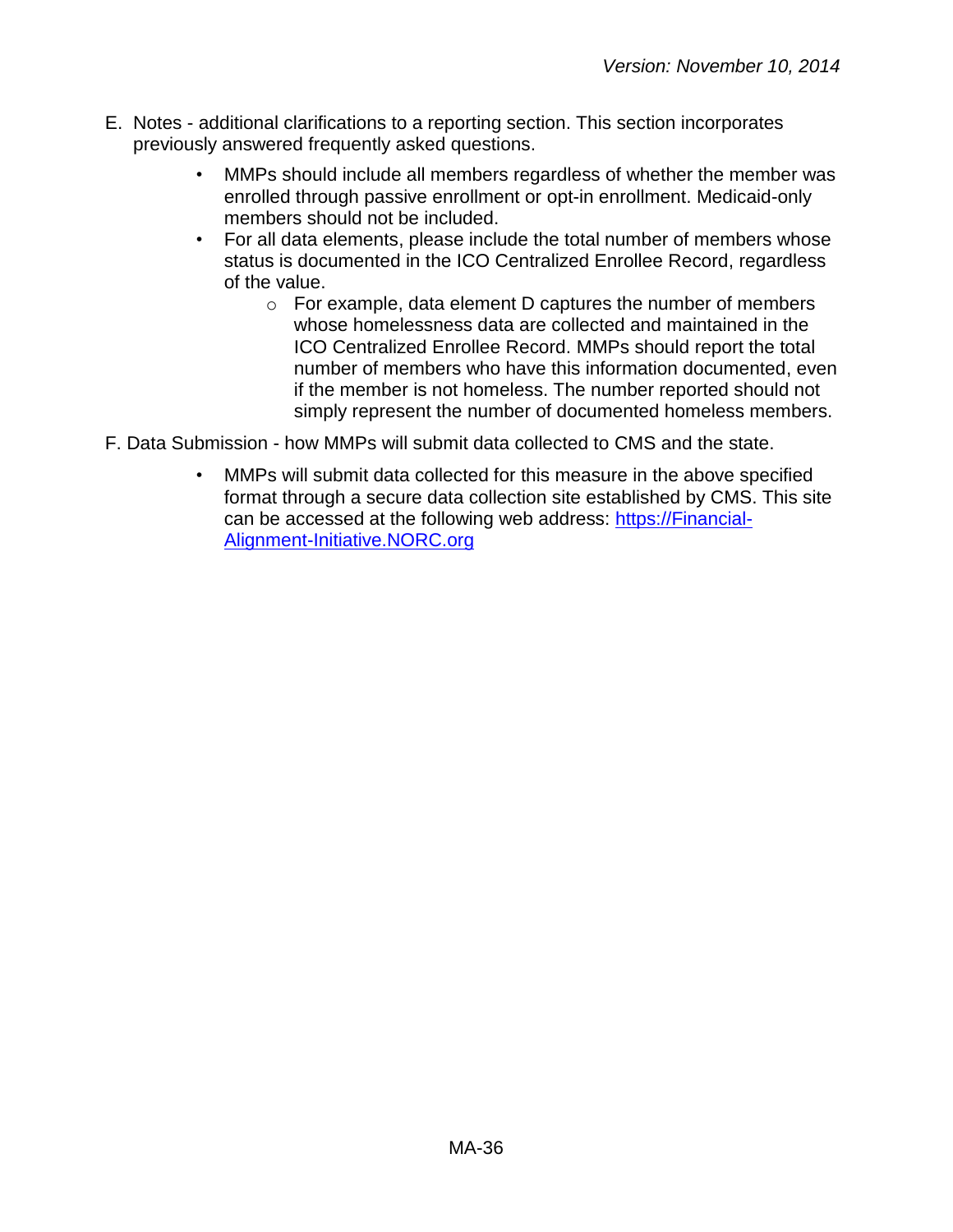E. Notes - additional clarifications to a reporting section. This section incorporates previously answered frequently asked questions.

- MMPs should include all members regardless of whether the member was enrolled through passive enrollment or opt-in enrollment. Medicaid-only members should not be included.
- For all data elements, please include the total number of members whose status is documented in the ICO Centralized Enrollee Record, regardless of the value.
  - For example, data element D captures the number of members whose homelessness data are collected and maintained in the ICO Centralized Enrollee Record. MMPs should report the total number of members who have this information documented, even if the member is not homeless. The number reported should not simply represent the number of documented homeless members.

F. Data Submission - how MMPs will submit data collected to CMS and the state.

- MMPs will submit data collected for this measure in the above specified format through a secure data collection site established by CMS. This site can be accessed at the following web address: [https://Financial-Alignment-Initiative.NORC.org](https://Financial-Alignment-Initiative.NORC.org)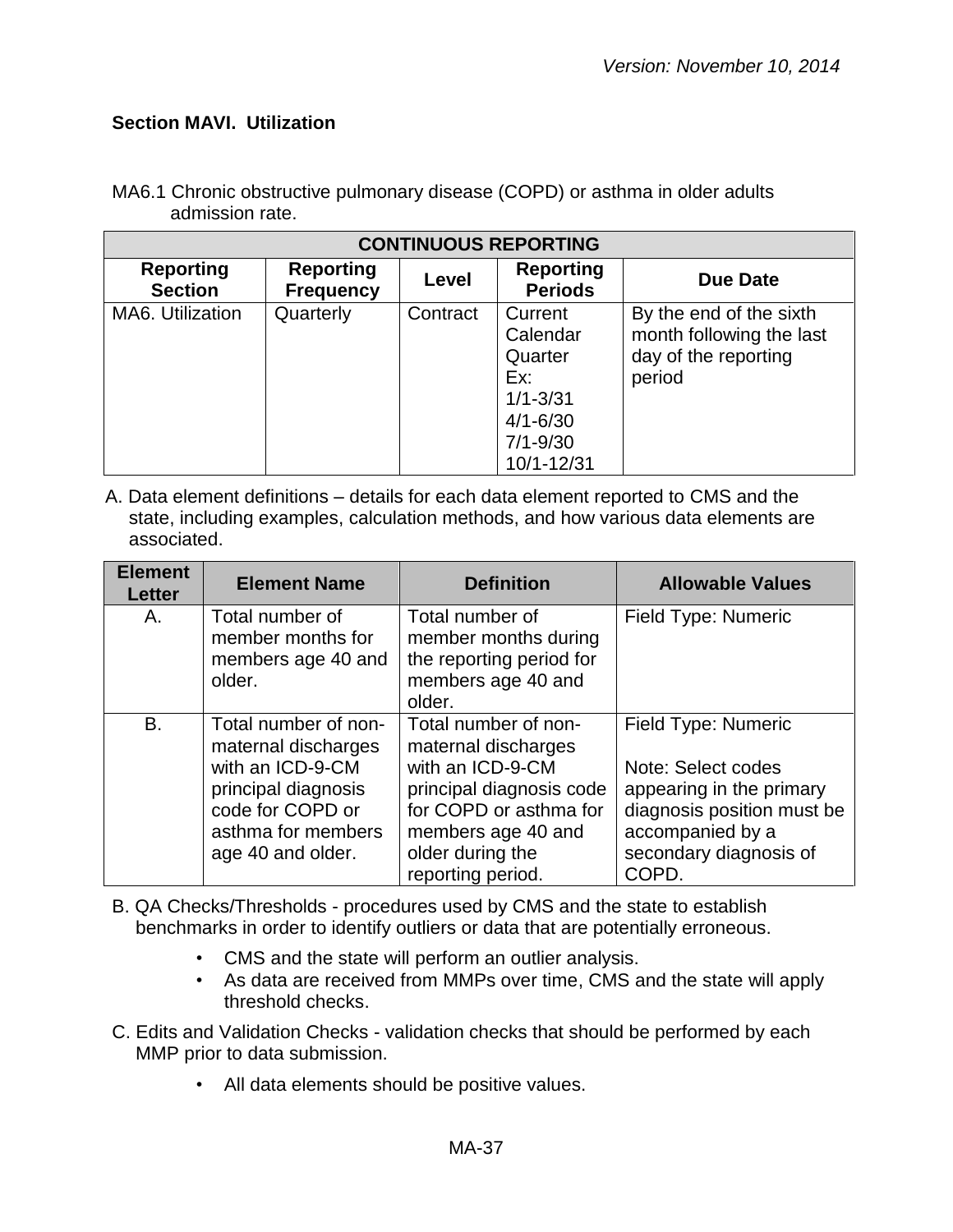### Section MAVI. Utilization

MA6.1 Chronic obstructive pulmonary disease (COPD) or asthma in older adults admission rate.

| CONTINUOUS REPORTING | | | | |
|---|---|---|---|---|
| **Reporting Section** | **Reporting Frequency** | **Level** | **Reporting Periods** | **Due Date** |
| MA6. Utilization | Quarterly | Contract | Current Calendar Quarter<br>Ex:<br>1/1-3/31<br>4/1-6/30<br>7/1-9/30<br>10/1-12/31 | By the end of the sixth month following the last day of the reporting period |

A. Data element definitions – details for each data element reported to CMS and the state, including examples, calculation methods, and how various data elements are associated.

| Element Letter | Element Name | Definition | Allowable Values |
|---|---|---|---|
| A. | Total number of member months for members age 40 and older. | Total number of member months during the reporting period for members age 40 and older. | Field Type: Numeric |
| B. | Total number of non-maternal discharges with an ICD-9-CM principal diagnosis code for COPD or asthma for members age 40 and older. | Total number of non-maternal discharges with an ICD-9-CM principal diagnosis code for COPD or asthma for members age 40 and older during the reporting period. | Field Type: Numeric<br><br>Note: Select codes appearing in the primary diagnosis position must be accompanied by a secondary diagnosis of COPD. |

B. QA Checks/Thresholds - procedures used by CMS and the state to establish benchmarks in order to identify outliers or data that are potentially erroneous.

- CMS and the state will perform an outlier analysis.
- As data are received from MMPs over time, CMS and the state will apply threshold checks.

C. Edits and Validation Checks - validation checks that should be performed by each MMP prior to data submission.

- All data elements should be positive values.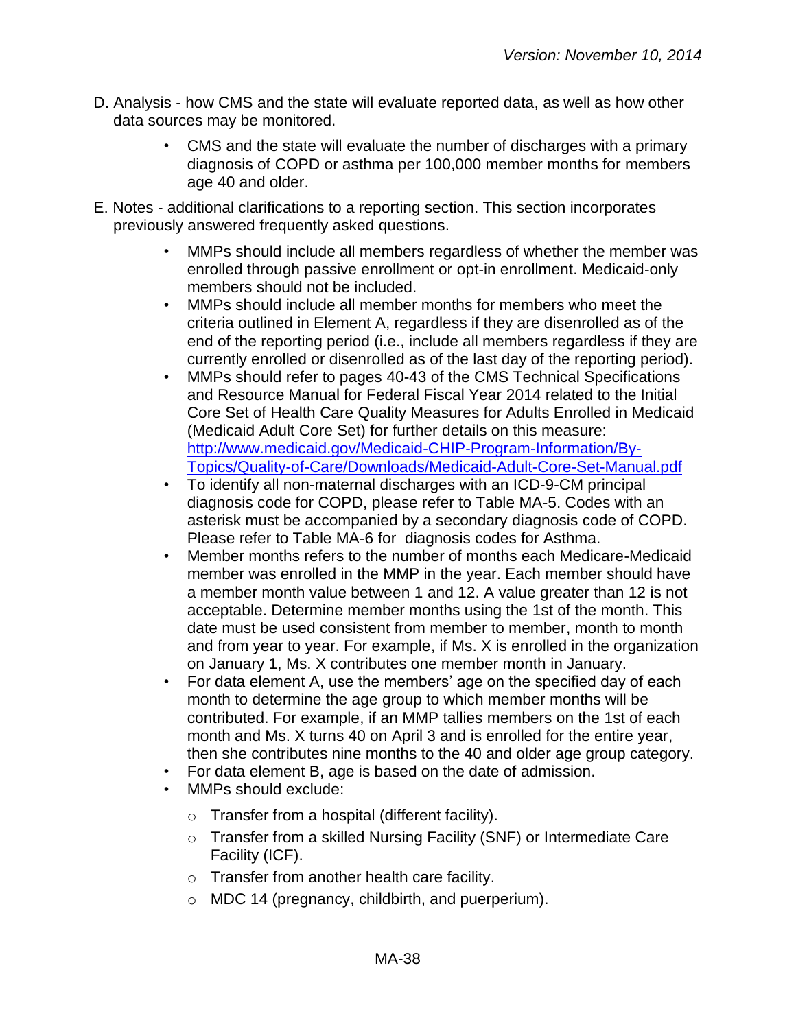D. Analysis - how CMS and the state will evaluate reported data, as well as how other data sources may be monitored.

- CMS and the state will evaluate the number of discharges with a primary diagnosis of COPD or asthma per 100,000 member months for members age 40 and older.

E. Notes - additional clarifications to a reporting section. This section incorporates previously answered frequently asked questions.

- MMPs should include all members regardless of whether the member was enrolled through passive enrollment or opt-in enrollment. Medicaid-only members should not be included.
- MMPs should include all member months for members who meet the criteria outlined in Element A, regardless if they are disenrolled as of the end of the reporting period (i.e., include all members regardless if they are currently enrolled or disenrolled as of the last day of the reporting period).
- MMPs should refer to pages 40-43 of the CMS Technical Specifications and Resource Manual for Federal Fiscal Year 2014 related to the Initial Core Set of Health Care Quality Measures for Adults Enrolled in Medicaid (Medicaid Adult Core Set) for further details on this measure: [http://www.medicaid.gov/Medicaid-CHIP-Program-Information/By-Topics/Quality-of-Care/Downloads/Medicaid-Adult-Core-Set-Manual.pdf](http://www.medicaid.gov/Medicaid-CHIP-Program-Information/By-Topics/Quality-of-Care/Downloads/Medicaid-Adult-Core-Set-Manual.pdf)
- To identify all non-maternal discharges with an ICD-9-CM principal diagnosis code for COPD, please refer to Table MA-5. Codes with an asterisk must be accompanied by a secondary diagnosis code of COPD. Please refer to Table MA-6 for diagnosis codes for Asthma.
- Member months refers to the number of months each Medicare-Medicaid member was enrolled in the MMP in the year. Each member should have a member month value between 1 and 12. A value greater than 12 is not acceptable. Determine member months using the 1st of the month. This date must be used consistent from member to member, month to month and from year to year. For example, if Ms. X is enrolled in the organization on January 1, Ms. X contributes one member month in January.
- For data element A, use the members' age on the specified day of each month to determine the age group to which member months will be contributed. For example, if an MMP tallies members on the 1st of each month and Ms. X turns 40 on April 3 and is enrolled for the entire year, then she contributes nine months to the 40 and older age group category.
- For data element B, age is based on the date of admission.
- MMPs should exclude:
  - Transfer from a hospital (different facility).
  - Transfer from a skilled Nursing Facility (SNF) or Intermediate Care Facility (ICF).
  - Transfer from another health care facility.
  - MDC 14 (pregnancy, childbirth, and puerperium).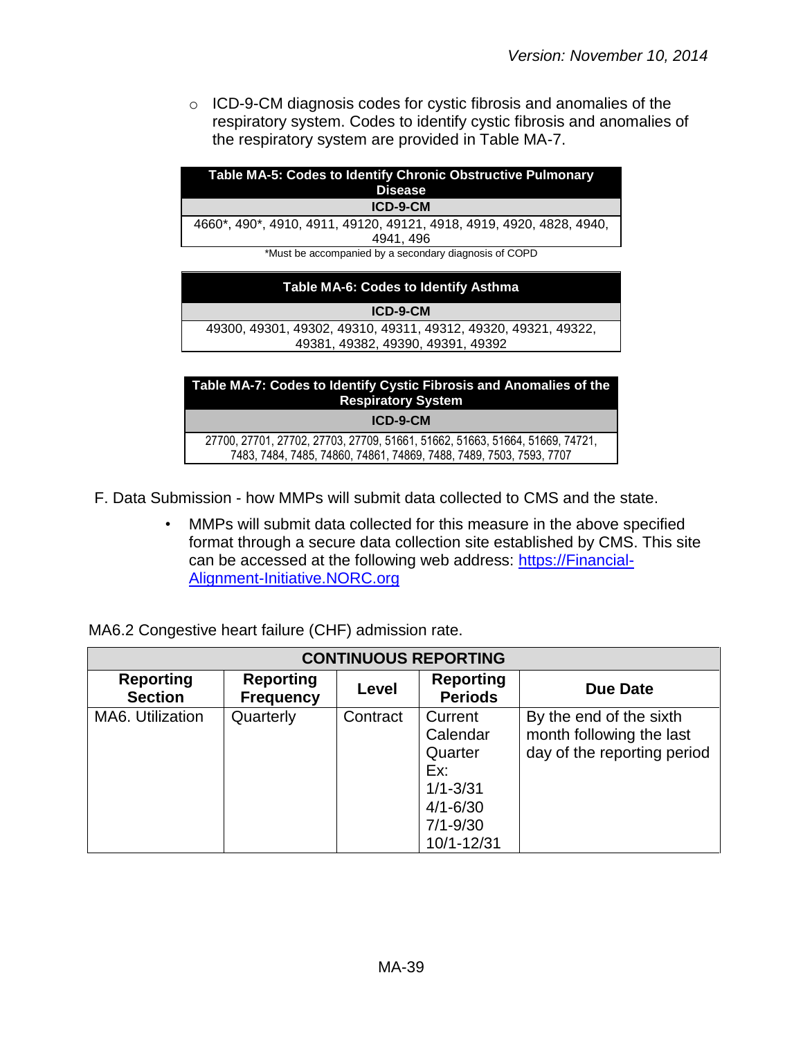- ICD-9-CM diagnosis codes for cystic fibrosis and anomalies of the respiratory system. Codes to identify cystic fibrosis and anomalies of the respiratory system are provided in Table MA-7.

| Table MA-5: Codes to Identify Chronic Obstructive Pulmonary Disease |
|---|
| ICD-9-CM |
| 4660*, 490*, 4910, 4911, 49120, 49121, 4918, 4919, 4920, 4828, 4940, 4941, 496 |

*Must be accompanied by a secondary diagnosis of COPD

| Table MA-6: Codes to Identify Asthma |
|---|
| ICD-9-CM |
| 49300, 49301, 49302, 49310, 49311, 49312, 49320, 49321, 49322, 49381, 49382, 49390, 49391, 49392 |

| Table MA-7: Codes to Identify Cystic Fibrosis and Anomalies of the Respiratory System |
|---|
| ICD-9-CM |
| 27700, 27701, 27702, 27703, 27709, 51661, 51662, 51663, 51664, 51669, 74721, 7483, 7484, 7485, 74860, 74861, 74869, 7488, 7489, 7503, 7593, 7707 |

F. Data Submission - how MMPs will submit data collected to CMS and the state.

- MMPs will submit data collected for this measure in the above specified format through a secure data collection site established by CMS. This site can be accessed at the following web address: https://Financial-Alignment-Initiative.NORC.org

MA6.2 Congestive heart failure (CHF) admission rate.

| CONTINUOUS REPORTING | | | | |
|---|---|---|---|---|
| **Reporting Section** | **Reporting Frequency** | **Level** | **Reporting Periods** | **Due Date** |
| MA6. Utilization | Quarterly | Contract | Current Calendar Quarter Ex: 1/1-3/31 4/1-6/30 7/1-9/30 10/1-12/31 | By the end of the sixth month following the last day of the reporting period |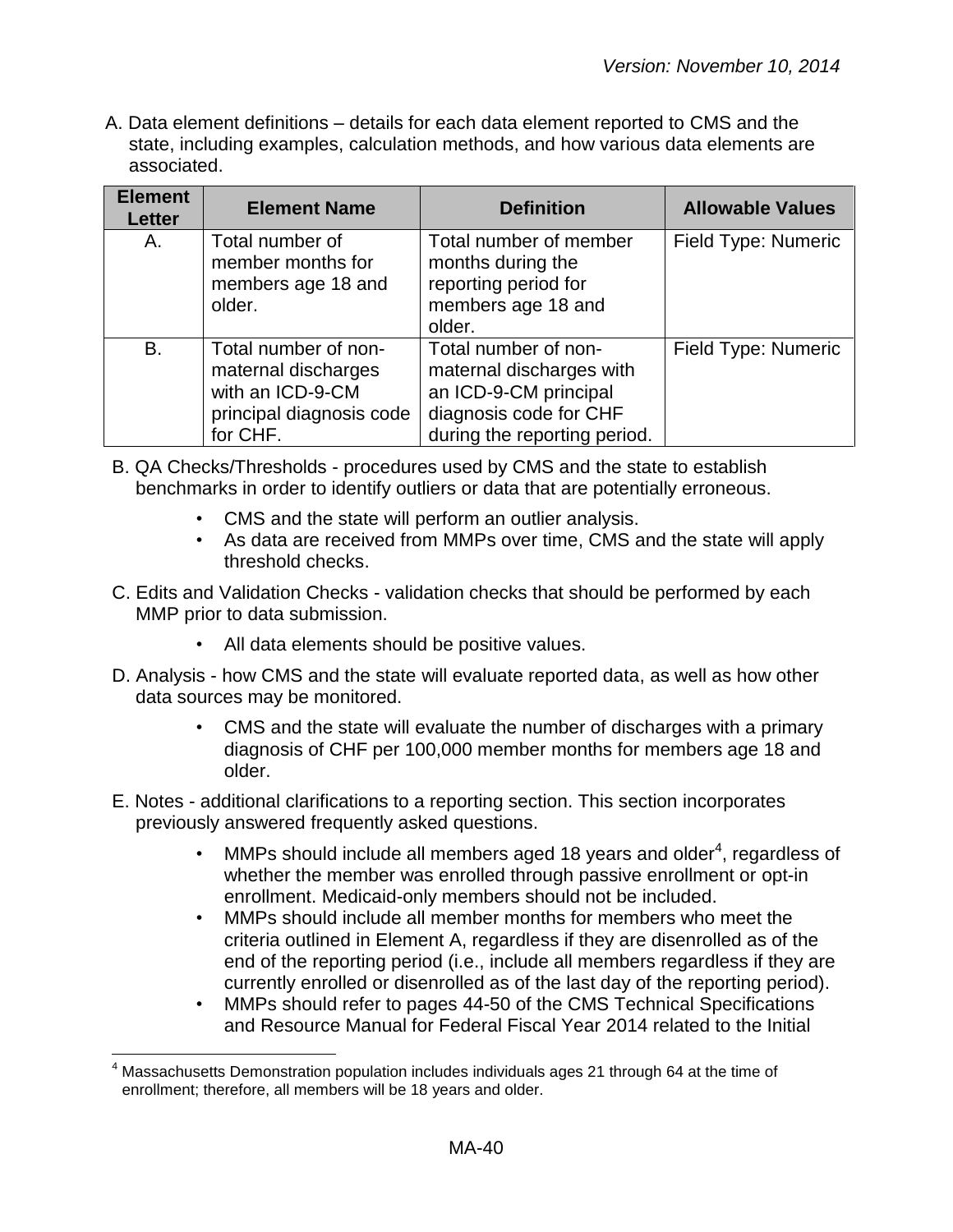A. Data element definitions – details for each data element reported to CMS and the state, including examples, calculation methods, and how various data elements are associated.

| Element Letter | Element Name | Definition | Allowable Values |
|---|---|---|---|
| A. | Total number of member months for members age 18 and older. | Total number of member months during the reporting period for members age 18 and older. | Field Type: Numeric |
| B. | Total number of non-maternal discharges with an ICD-9-CM principal diagnosis code for CHF. | Total number of non-maternal discharges with an ICD-9-CM principal diagnosis code for CHF during the reporting period. | Field Type: Numeric |

B. QA Checks/Thresholds - procedures used by CMS and the state to establish benchmarks in order to identify outliers or data that are potentially erroneous.

- CMS and the state will perform an outlier analysis.
- As data are received from MMPs over time, CMS and the state will apply threshold checks.

C. Edits and Validation Checks - validation checks that should be performed by each MMP prior to data submission.

- All data elements should be positive values.

D. Analysis - how CMS and the state will evaluate reported data, as well as how other data sources may be monitored.

- CMS and the state will evaluate the number of discharges with a primary diagnosis of CHF per 100,000 member months for members age 18 and older.

E. Notes - additional clarifications to a reporting section. This section incorporates previously answered frequently asked questions.

- MMPs should include all members aged 18 years and older[4], regardless of whether the member was enrolled through passive enrollment or opt-in enrollment. Medicaid-only members should not be included.
- MMPs should include all member months for members who meet the criteria outlined in Element A, regardless if they are disenrolled as of the end of the reporting period (i.e., include all members regardless if they are currently enrolled or disenrolled as of the last day of the reporting period).
- MMPs should refer to pages 44-50 of the CMS Technical Specifications and Resource Manual for Federal Fiscal Year 2014 related to the Initial

[4] Massachusetts Demonstration population includes individuals ages 21 through 64 at the time of enrollment; therefore, all members will be 18 years and older.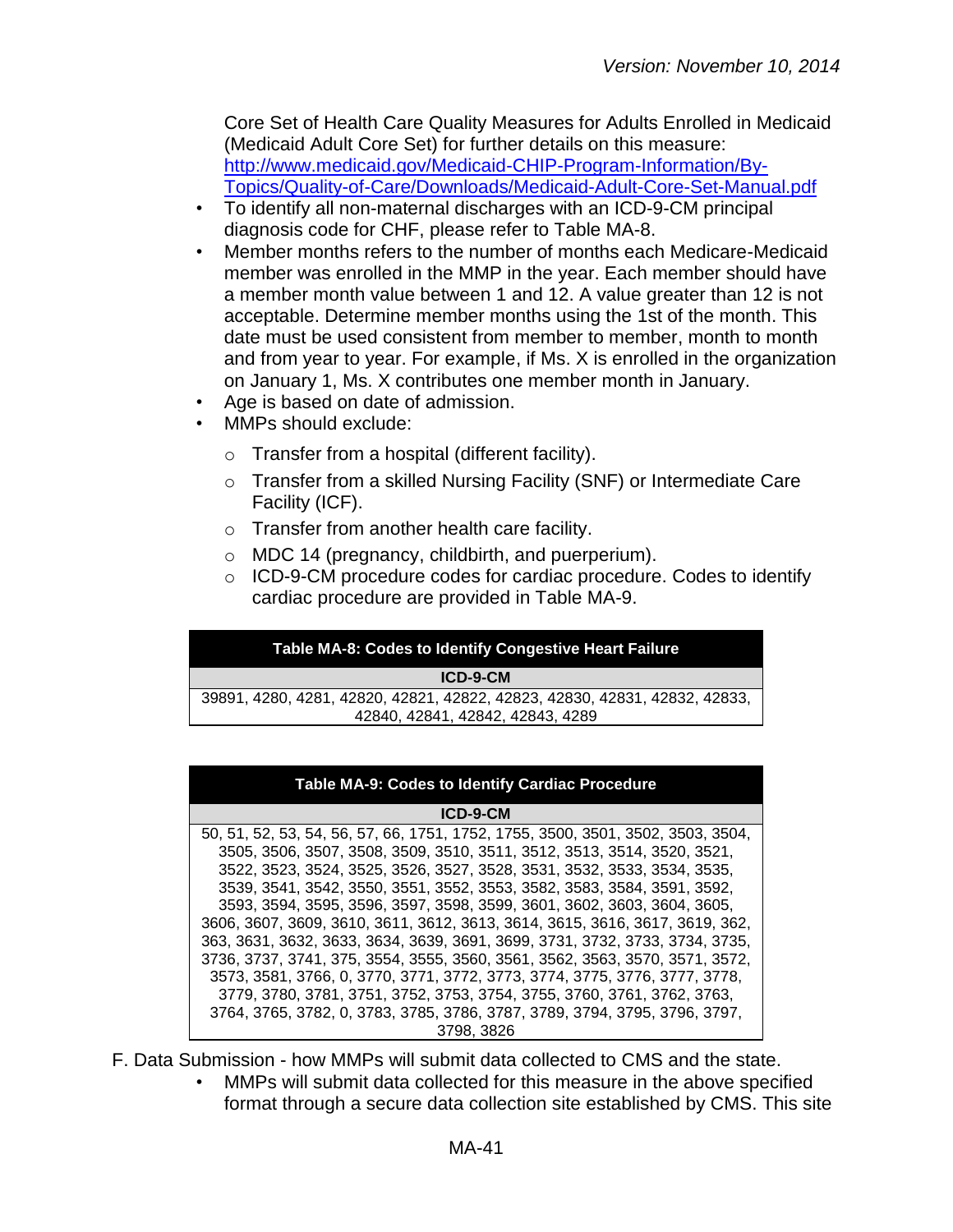Core Set of Health Care Quality Measures for Adults Enrolled in Medicaid (Medicaid Adult Core Set) for further details on this measure: [http://www.medicaid.gov/Medicaid-CHIP-Program-Information/By-Topics/Quality-of-Care/Downloads/Medicaid-Adult-Core-Set-Manual.pdf](http://www.medicaid.gov/Medicaid-CHIP-Program-Information/By-Topics/Quality-of-Care/Downloads/Medicaid-Adult-Core-Set-Manual.pdf)

- To identify all non-maternal discharges with an ICD-9-CM principal diagnosis code for CHF, please refer to Table MA-8.
- Member months refers to the number of months each Medicare-Medicaid member was enrolled in the MMP in the year. Each member should have a member month value between 1 and 12. A value greater than 12 is not acceptable. Determine member months using the 1st of the month. This date must be used consistent from member to member, month to month and from year to year. For example, if Ms. X is enrolled in the organization on January 1, Ms. X contributes one member month in January.
- Age is based on date of admission.
- MMPs should exclude:
  - Transfer from a hospital (different facility).
  - Transfer from a skilled Nursing Facility (SNF) or Intermediate Care Facility (ICF).
  - Transfer from another health care facility.
  - MDC 14 (pregnancy, childbirth, and puerperium).
  - ICD-9-CM procedure codes for cardiac procedure. Codes to identify cardiac procedure are provided in Table MA-9.

| Table MA-8: Codes to Identify Congestive Heart Failure |
| --- |
| ICD-9-CM |
| 39891, 4280, 4281, 42820, 42821, 42822, 42823, 42830, 42831, 42832, 42833, 42840, 42841, 42842, 42843, 4289 |

| Table MA-9: Codes to Identify Cardiac Procedure |
| --- |
| ICD-9-CM |
| 50, 51, 52, 53, 54, 56, 57, 66, 1751, 1752, 1755, 3500, 3501, 3502, 3503, 3504, 3505, 3506, 3507, 3508, 3509, 3510, 3511, 3512, 3513, 3514, 3520, 3521, 3522, 3523, 3524, 3525, 3526, 3527, 3528, 3531, 3532, 3533, 3534, 3535, 3539, 3541, 3542, 3550, 3551, 3552, 3553, 3582, 3583, 3584, 3591, 3592, 3593, 3594, 3595, 3596, 3597, 3598, 3599, 3601, 3602, 3603, 3604, 3605, 3606, 3607, 3609, 3610, 3611, 3612, 3613, 3614, 3615, 3616, 3617, 3619, 362, 363, 3631, 3632, 3633, 3634, 3639, 3691, 3699, 3731, 3732, 3733, 3734, 3735, 3736, 3737, 3741, 375, 3554, 3555, 3560, 3561, 3562, 3563, 3570, 3571, 3572, 3573, 3581, 3766, 0, 3770, 3771, 3772, 3773, 3774, 3775, 3776, 3777, 3778, 3779, 3780, 3781, 3751, 3752, 3753, 3754, 3755, 3760, 3761, 3762, 3763, 3764, 3765, 3782, 0, 3783, 3785, 3786, 3787, 3789, 3794, 3795, 3796, 3797, 3798, 3826 |

F. Data Submission - how MMPs will submit data collected to CMS and the state.

- MMPs will submit data collected for this measure in the above specified format through a secure data collection site established by CMS. This site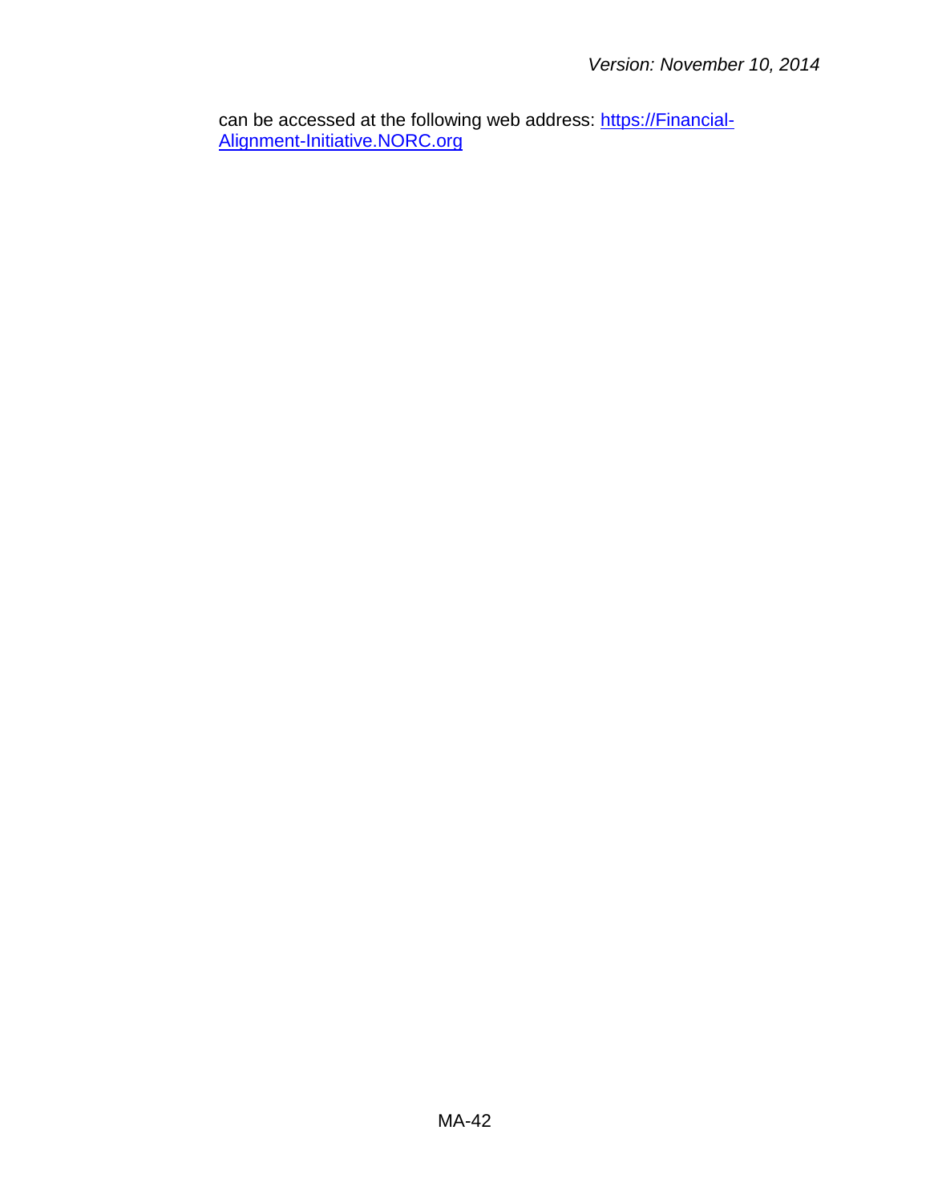can be accessed at the following web address: [https://Financial-Alignment-Initiative.NORC.org](https://Financial-Alignment-Initiative.NORC.org)